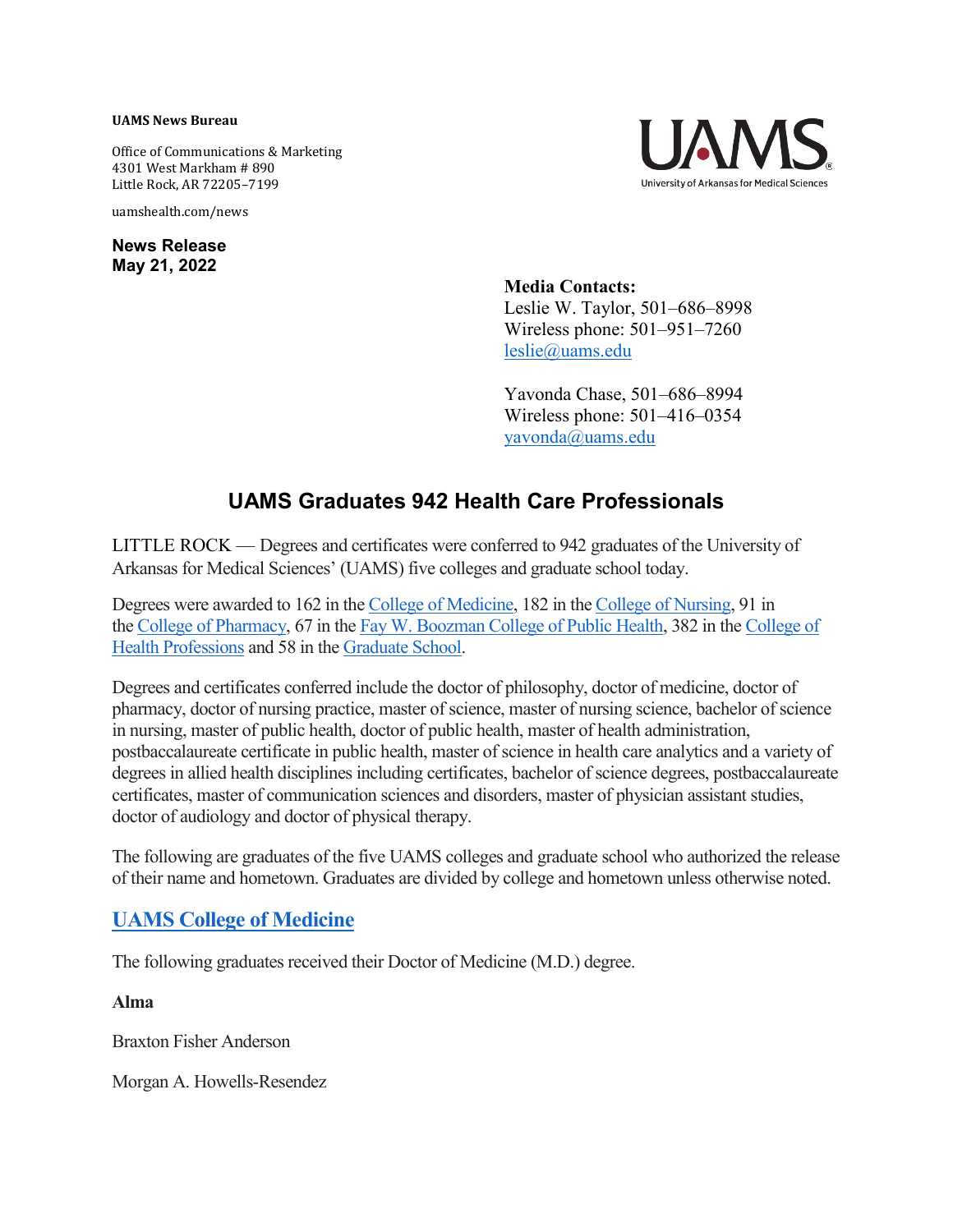**UAMS News Bureau**

Office of Communications & Marketing
4301 West Markham # 890
Little Rock, AR 72205–7199

uamshealth.com/news

**News Release**
**May 21, 2022**

**Media Contacts:**
Leslie W. Taylor, 501–686–8998
Wireless phone: 501–951–7260
[leslie@uams.edu](mailto:leslie@uams.edu)

Yavonda Chase, 501–686–8994
Wireless phone: 501–416–0354
[yavonda@uams.edu](mailto:yavonda@uams.edu)

# UAMS Graduates 942 Health Care Professionals

LITTLE ROCK — Degrees and certificates were conferred to 942 graduates of the University of Arkansas for Medical Sciences' (UAMS) five colleges and graduate school today.

Degrees were awarded to 162 in the College of Medicine, 182 in the College of Nursing, 91 in the College of Pharmacy, 67 in the Fay W. Boozman College of Public Health, 382 in the College of Health Professions and 58 in the Graduate School.

Degrees and certificates conferred include the doctor of philosophy, doctor of medicine, doctor of pharmacy, doctor of nursing practice, master of science, master of nursing science, bachelor of science in nursing, master of public health, doctor of public health, master of health administration, postbaccalaureate certificate in public health, master of science in health care analytics and a variety of degrees in allied health disciplines including certificates, bachelor of science degrees, postbaccalaureate certificates, master of communication sciences and disorders, master of physician assistant studies, doctor of audiology and doctor of physical therapy.

The following are graduates of the five UAMS colleges and graduate school who authorized the release of their name and hometown. Graduates are divided by college and hometown unless otherwise noted.

## UAMS College of Medicine

The following graduates received their Doctor of Medicine (M.D.) degree.

**Alma**

Braxton Fisher Anderson

Morgan A. Howells-Resendez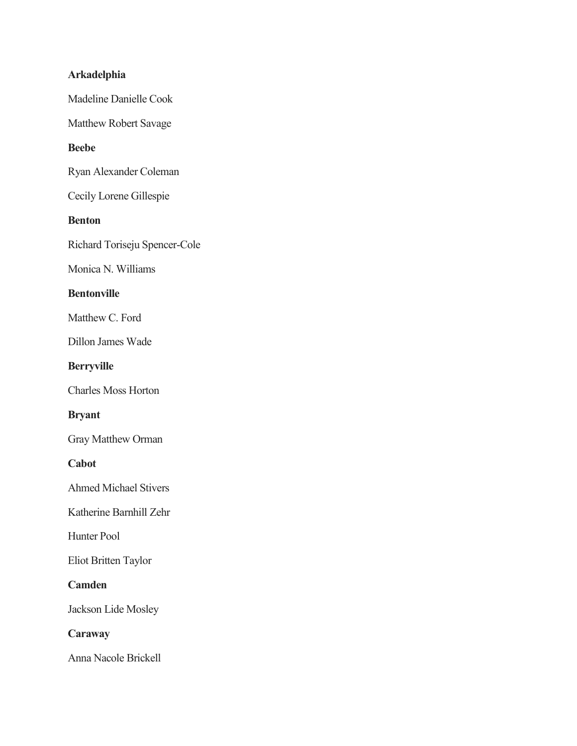**Arkadelphia**

Madeline Danielle Cook

Matthew Robert Savage

**Beebe**

Ryan Alexander Coleman

Cecily Lorene Gillespie

**Benton**

Richard Toriseju Spencer-Cole

Monica N. Williams

**Bentonville**

Matthew C. Ford

Dillon James Wade

**Berryville**

Charles Moss Horton

**Bryant**

Gray Matthew Orman

**Cabot**

Ahmed Michael Stivers

Katherine Barnhill Zehr

Hunter Pool

Eliot Britten Taylor

**Camden**

Jackson Lide Mosley

**Caraway**

Anna Nacole Brickell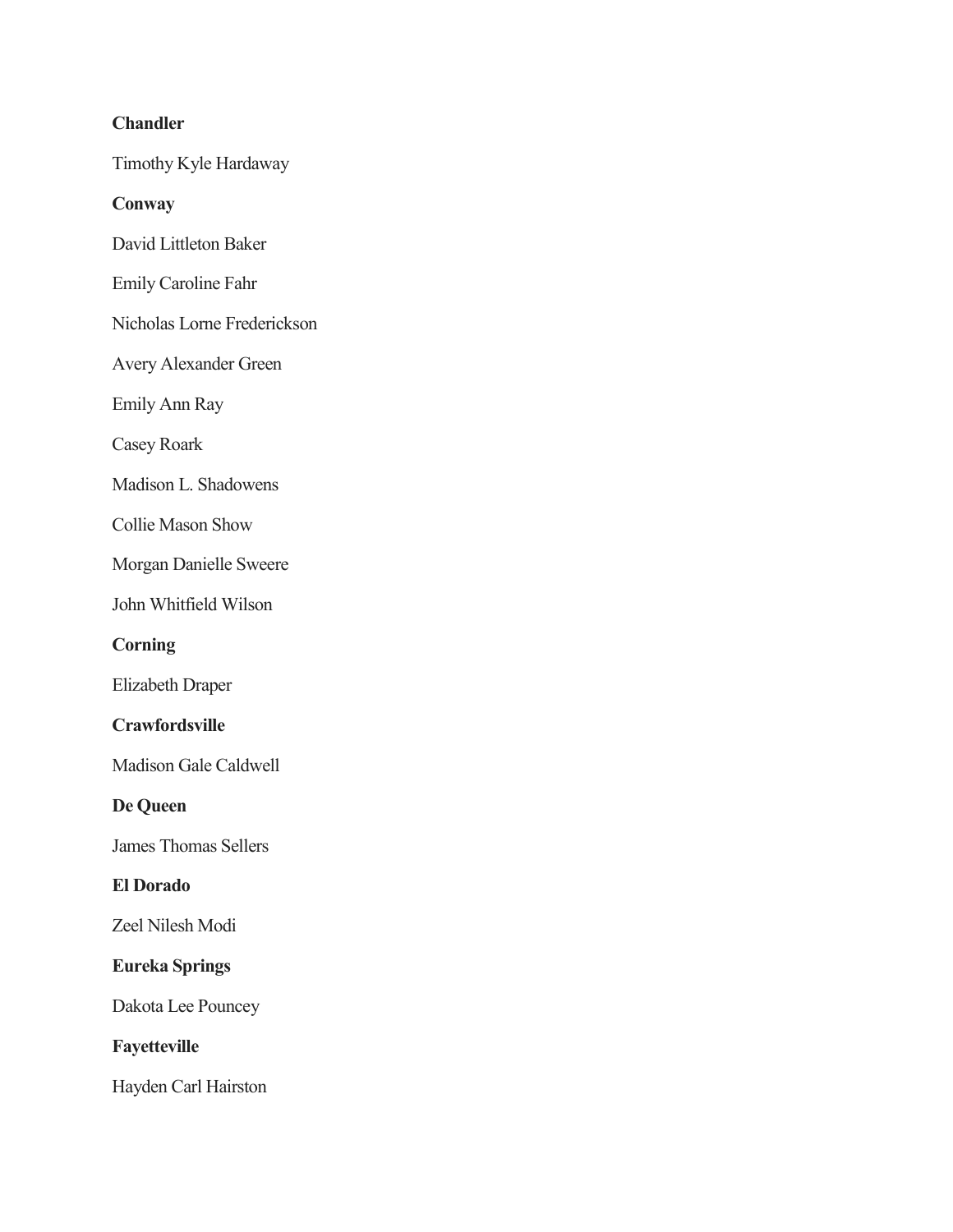**Chandler**

Timothy Kyle Hardaway

**Conway**

David Littleton Baker

Emily Caroline Fahr

Nicholas Lorne Frederickson

Avery Alexander Green

Emily Ann Ray

Casey Roark

Madison L. Shadowens

Collie Mason Show

Morgan Danielle Sweere

John Whitfield Wilson

**Corning**

Elizabeth Draper

**Crawfordsville**

Madison Gale Caldwell

**De Queen**

James Thomas Sellers

**El Dorado**

Zeel Nilesh Modi

**Eureka Springs**

Dakota Lee Pouncey

**Fayetteville**

Hayden Carl Hairston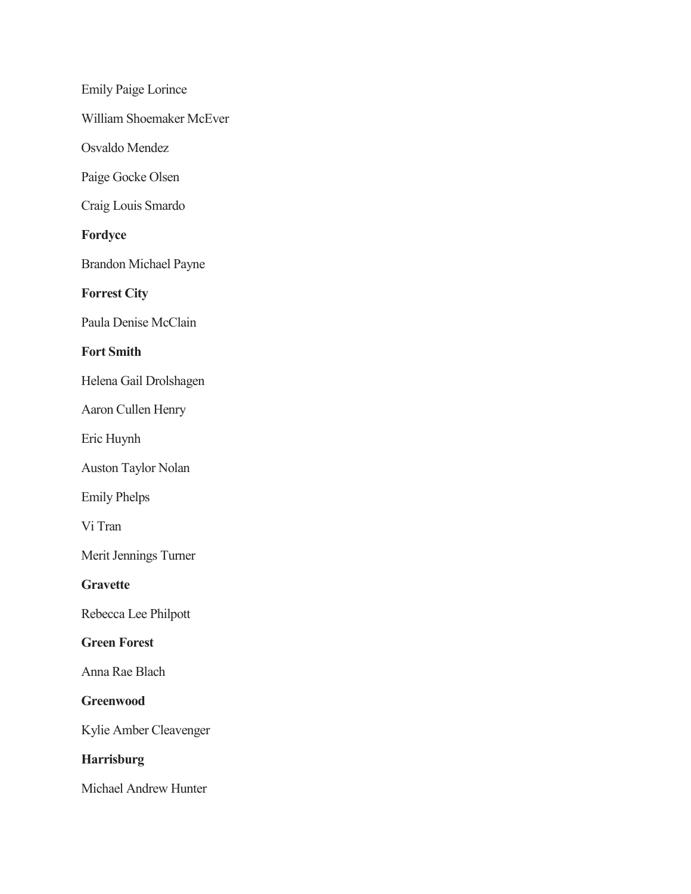Emily Paige Lorince

William Shoemaker McEver

Osvaldo Mendez

Paige Gocke Olsen

Craig Louis Smardo

**Fordyce**

Brandon Michael Payne

**Forrest City**

Paula Denise McClain

**Fort Smith**

Helena Gail Drolshagen

Aaron Cullen Henry

Eric Huynh

Auston Taylor Nolan

Emily Phelps

Vi Tran

Merit Jennings Turner

**Gravette**

Rebecca Lee Philpott

**Green Forest**

Anna Rae Blach

**Greenwood**

Kylie Amber Cleavenger

**Harrisburg**

Michael Andrew Hunter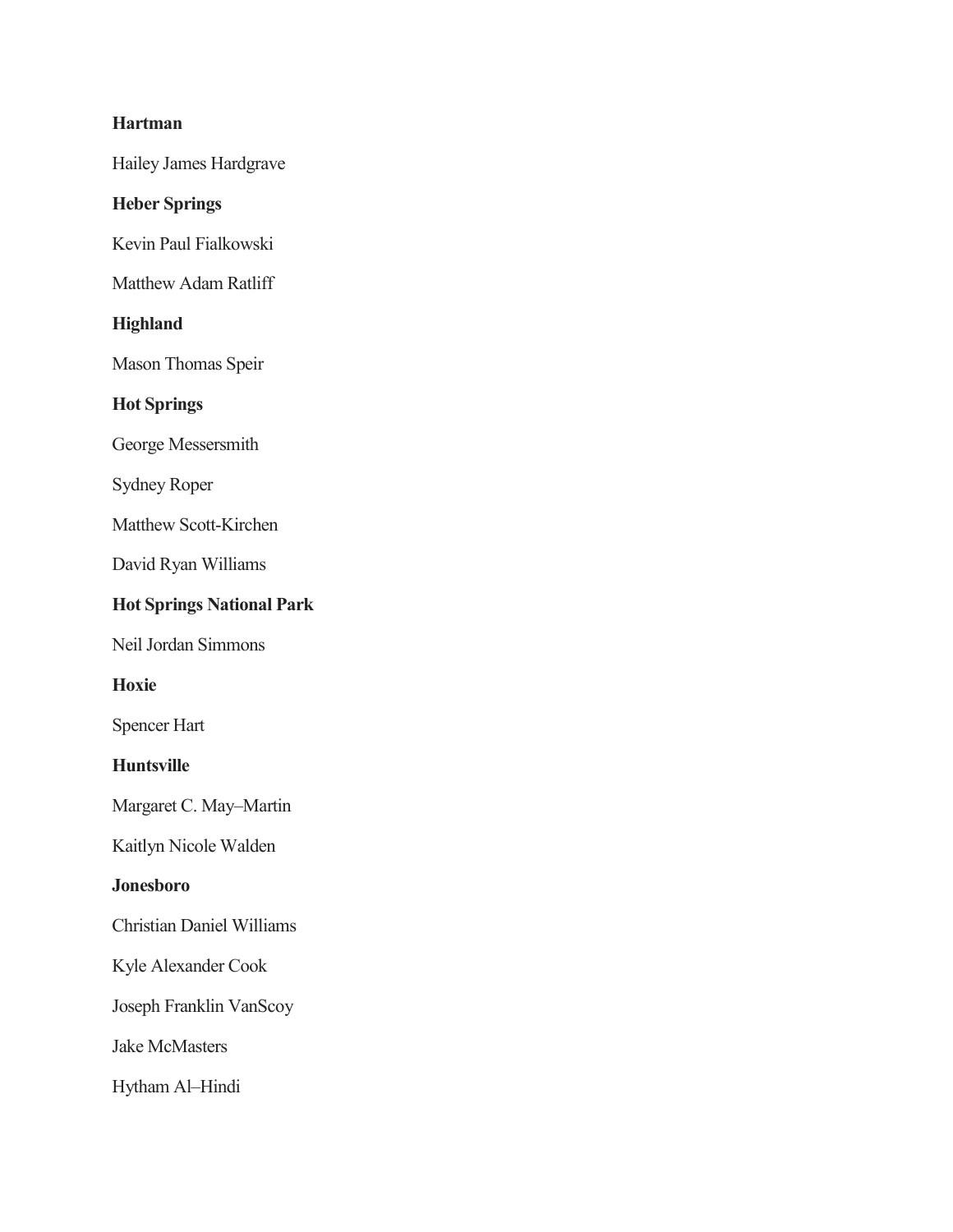**Hartman**

Hailey James Hardgrave

**Heber Springs**

Kevin Paul Fialkowski

Matthew Adam Ratliff

**Highland**

Mason Thomas Speir

**Hot Springs**

George Messersmith

Sydney Roper

Matthew Scott-Kirchen

David Ryan Williams

**Hot Springs National Park**

Neil Jordan Simmons

**Hoxie**

Spencer Hart

**Huntsville**

Margaret C. May–Martin

Kaitlyn Nicole Walden

**Jonesboro**

Christian Daniel Williams

Kyle Alexander Cook

Joseph Franklin VanScoy

Jake McMasters

Hytham Al–Hindi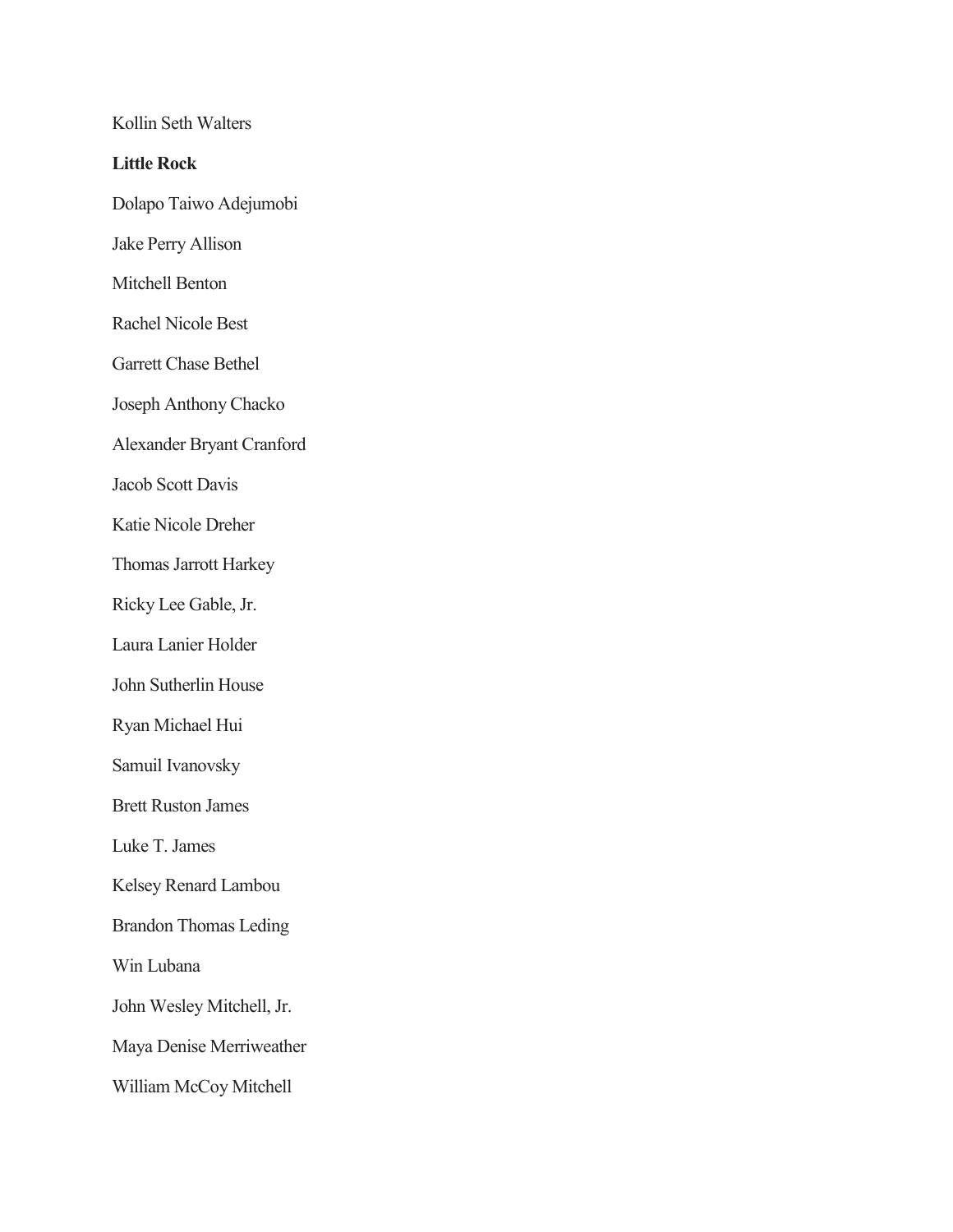Kollin Seth Walters

**Little Rock**

Dolapo Taiwo Adejumobi

Jake Perry Allison

Mitchell Benton

Rachel Nicole Best

Garrett Chase Bethel

Joseph Anthony Chacko

Alexander Bryant Cranford

Jacob Scott Davis

Katie Nicole Dreher

Thomas Jarrott Harkey

Ricky Lee Gable, Jr.

Laura Lanier Holder

John Sutherlin House

Ryan Michael Hui

Samuil Ivanovsky

Brett Ruston James

Luke T. James

Kelsey Renard Lambou

Brandon Thomas Leding

Win Lubana

John Wesley Mitchell, Jr.

Maya Denise Merriweather

William McCoy Mitchell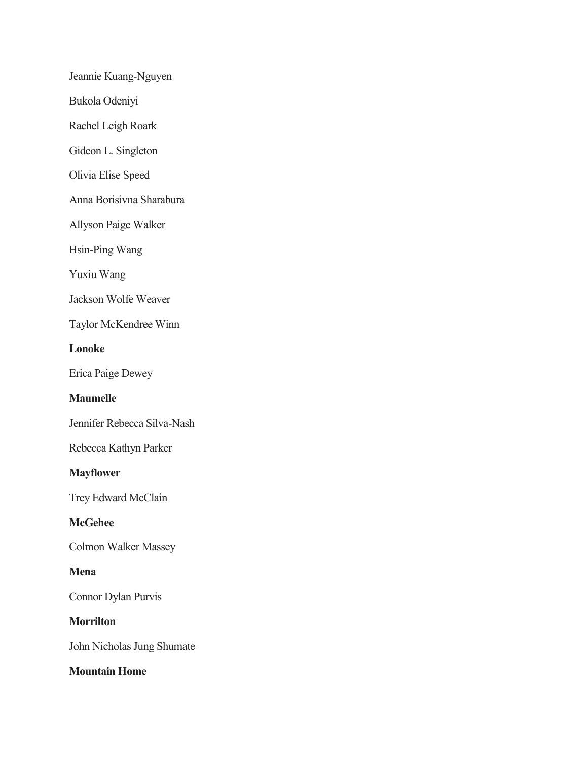Jeannie Kuang-Nguyen

Bukola Odeniyi

Rachel Leigh Roark

Gideon L. Singleton

Olivia Elise Speed

Anna Borisivna Sharabura

Allyson Paige Walker

Hsin-Ping Wang

Yuxiu Wang

Jackson Wolfe Weaver

Taylor McKendree Winn

**Lonoke**

Erica Paige Dewey

**Maumelle**

Jennifer Rebecca Silva-Nash

Rebecca Kathyn Parker

**Mayflower**

Trey Edward McClain

**McGehee**

Colmon Walker Massey

**Mena**

Connor Dylan Purvis

**Morrilton**

John Nicholas Jung Shumate

**Mountain Home**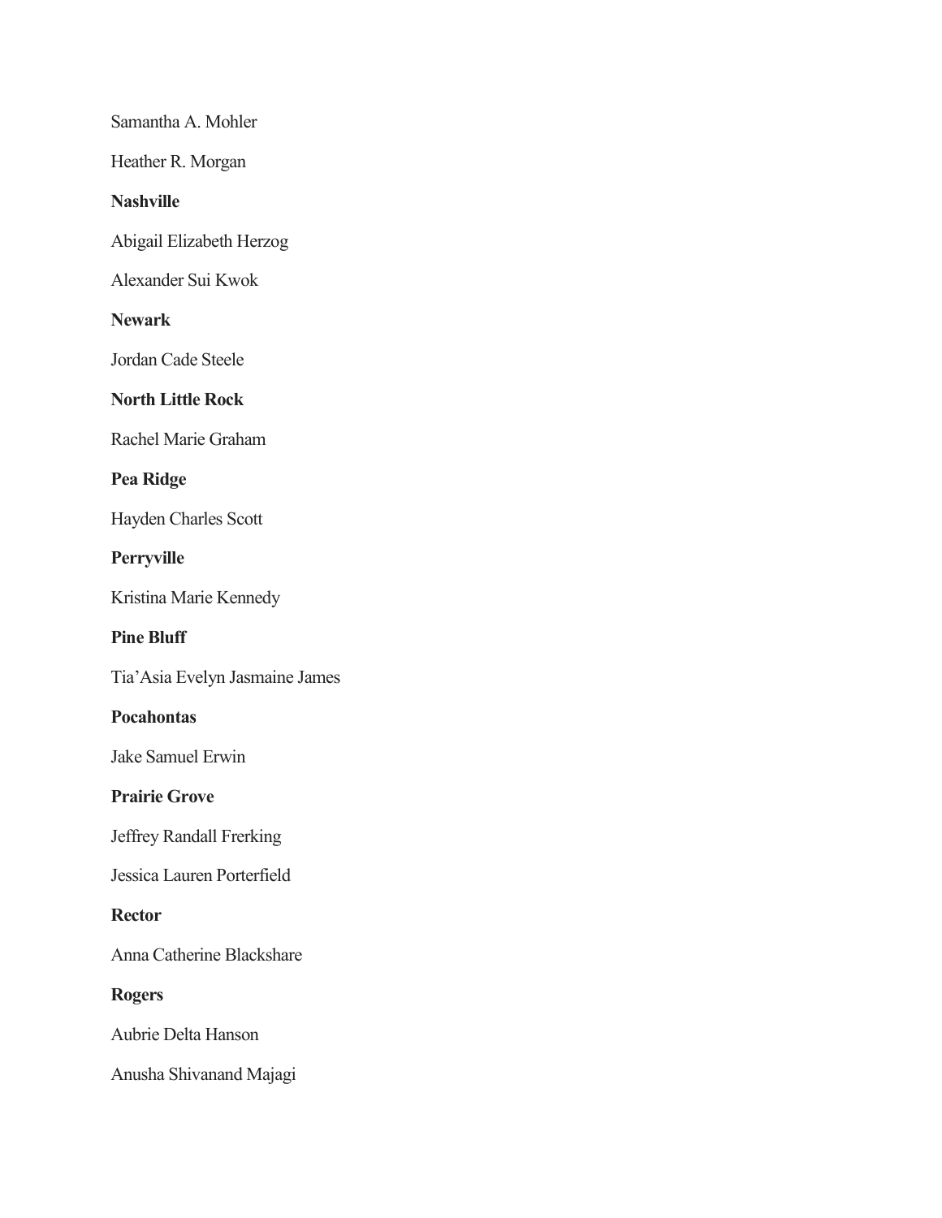Samantha A. Mohler

Heather R. Morgan

**Nashville**

Abigail Elizabeth Herzog

Alexander Sui Kwok

**Newark**

Jordan Cade Steele

**North Little Rock**

Rachel Marie Graham

**Pea Ridge**

Hayden Charles Scott

**Perryville**

Kristina Marie Kennedy

**Pine Bluff**

Tia'Asia Evelyn Jasmaine James

**Pocahontas**

Jake Samuel Erwin

**Prairie Grove**

Jeffrey Randall Frerking

Jessica Lauren Porterfield

**Rector**

Anna Catherine Blackshare

**Rogers**

Aubrie Delta Hanson

Anusha Shivanand Majagi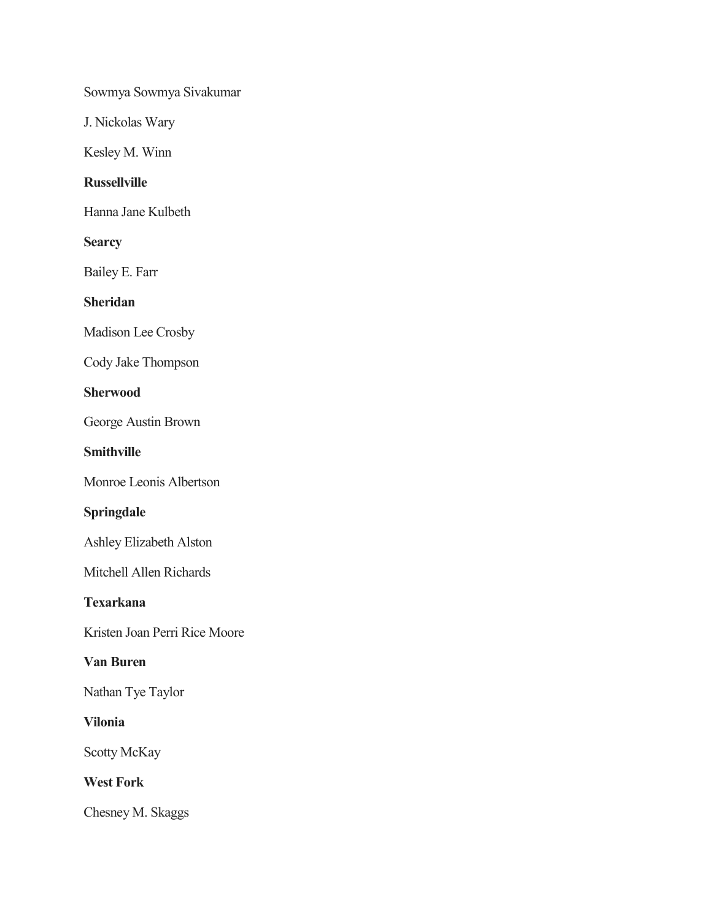Sowmya Sowmya Sivakumar

J. Nickolas Wary

Kesley M. Winn

**Russellville**

Hanna Jane Kulbeth

**Searcy**

Bailey E. Farr

**Sheridan**

Madison Lee Crosby

Cody Jake Thompson

**Sherwood**

George Austin Brown

**Smithville**

Monroe Leonis Albertson

**Springdale**

Ashley Elizabeth Alston

Mitchell Allen Richards

**Texarkana**

Kristen Joan Perri Rice Moore

**Van Buren**

Nathan Tye Taylor

**Vilonia**

Scotty McKay

**West Fork**

Chesney M. Skaggs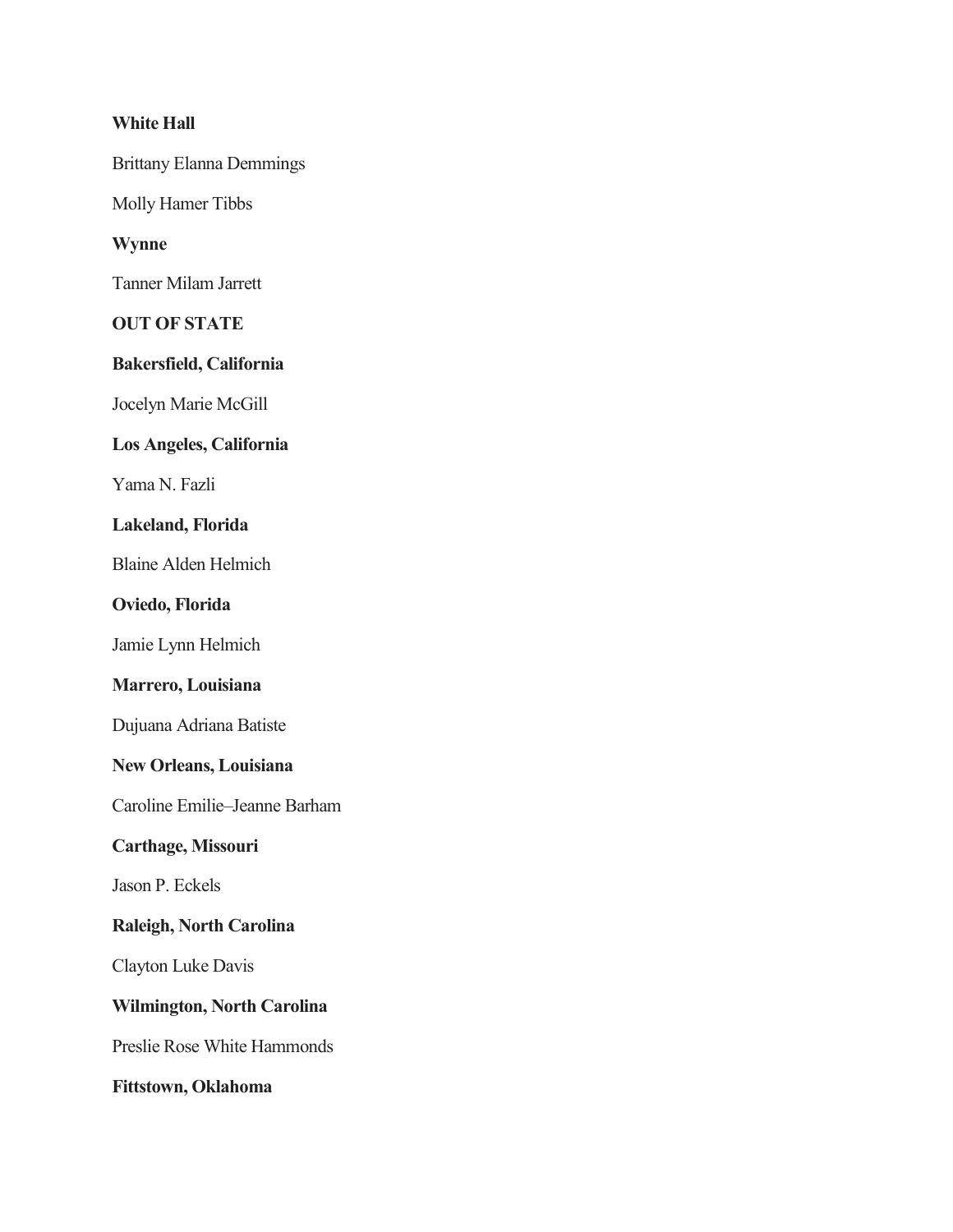**White Hall**

Brittany Elanna Demmings

Molly Hamer Tibbs

**Wynne**

Tanner Milam Jarrett

**OUT OF STATE**

**Bakersfield, California**

Jocelyn Marie McGill

**Los Angeles, California**

Yama N. Fazli

**Lakeland, Florida**

Blaine Alden Helmich

**Oviedo, Florida**

Jamie Lynn Helmich

**Marrero, Louisiana**

Dujuana Adriana Batiste

**New Orleans, Louisiana**

Caroline Emilie–Jeanne Barham

**Carthage, Missouri**

Jason P. Eckels

**Raleigh, North Carolina**

Clayton Luke Davis

**Wilmington, North Carolina**

Preslie Rose White Hammonds

**Fittstown, Oklahoma**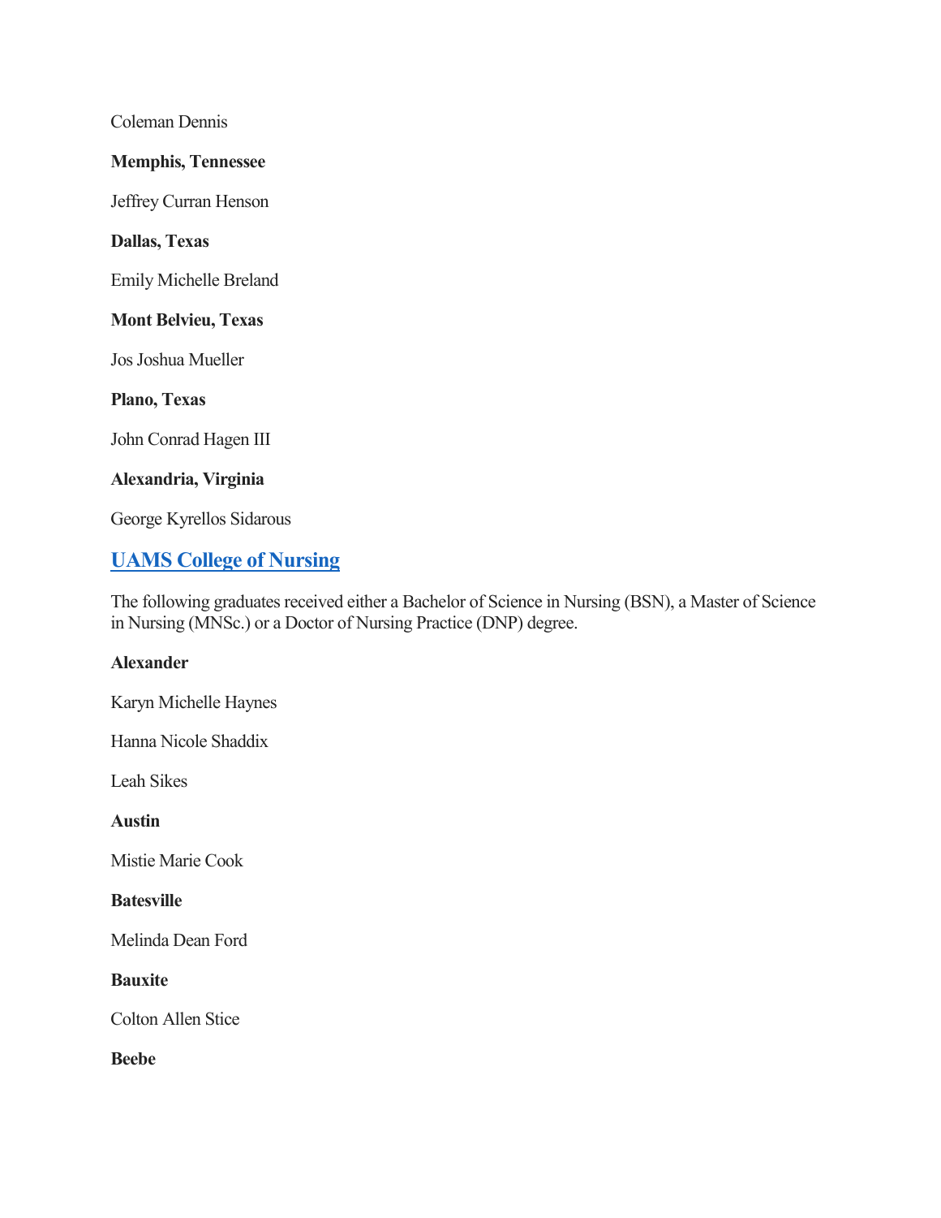Coleman Dennis

**Memphis, Tennessee**

Jeffrey Curran Henson

**Dallas, Texas**

Emily Michelle Breland

**Mont Belvieu, Texas**

Jos Joshua Mueller

**Plano, Texas**

John Conrad Hagen III

**Alexandria, Virginia**

George Kyrellos Sidarous

## UAMS College of Nursing

The following graduates received either a Bachelor of Science in Nursing (BSN), a Master of Science in Nursing (MNSc.) or a Doctor of Nursing Practice (DNP) degree.

**Alexander**

Karyn Michelle Haynes

Hanna Nicole Shaddix

Leah Sikes

**Austin**

Mistie Marie Cook

**Batesville**

Melinda Dean Ford

**Bauxite**

Colton Allen Stice

**Beebe**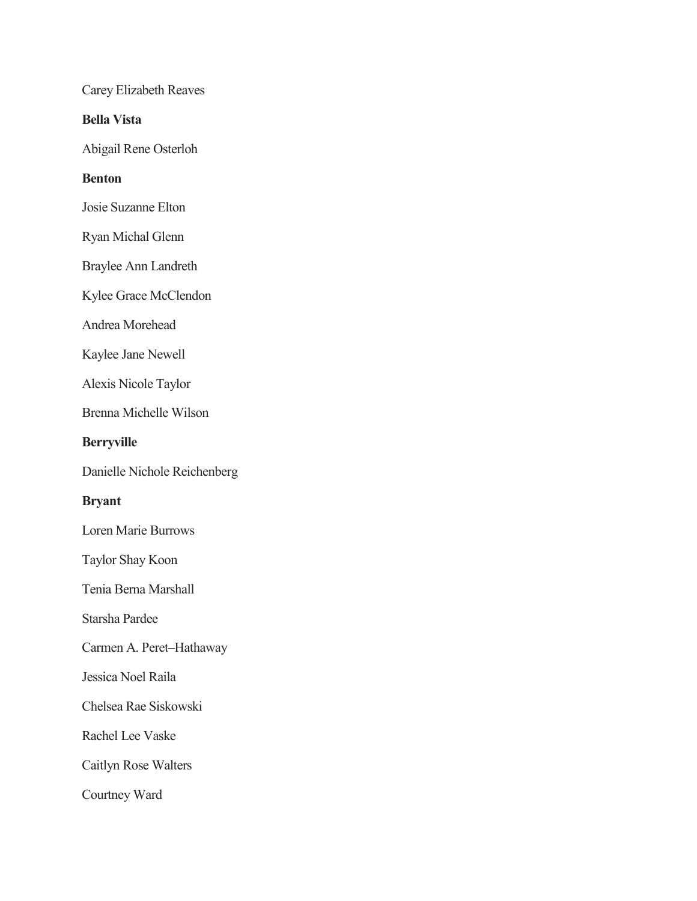Carey Elizabeth Reaves

**Bella Vista**

Abigail Rene Osterloh

**Benton**

Josie Suzanne Elton

Ryan Michal Glenn

Braylee Ann Landreth

Kylee Grace McClendon

Andrea Morehead

Kaylee Jane Newell

Alexis Nicole Taylor

Brenna Michelle Wilson

**Berryville**

Danielle Nichole Reichenberg

**Bryant**

Loren Marie Burrows

Taylor Shay Koon

Tenia Berna Marshall

Starsha Pardee

Carmen A. Peret–Hathaway

Jessica Noel Raila

Chelsea Rae Siskowski

Rachel Lee Vaske

Caitlyn Rose Walters

Courtney Ward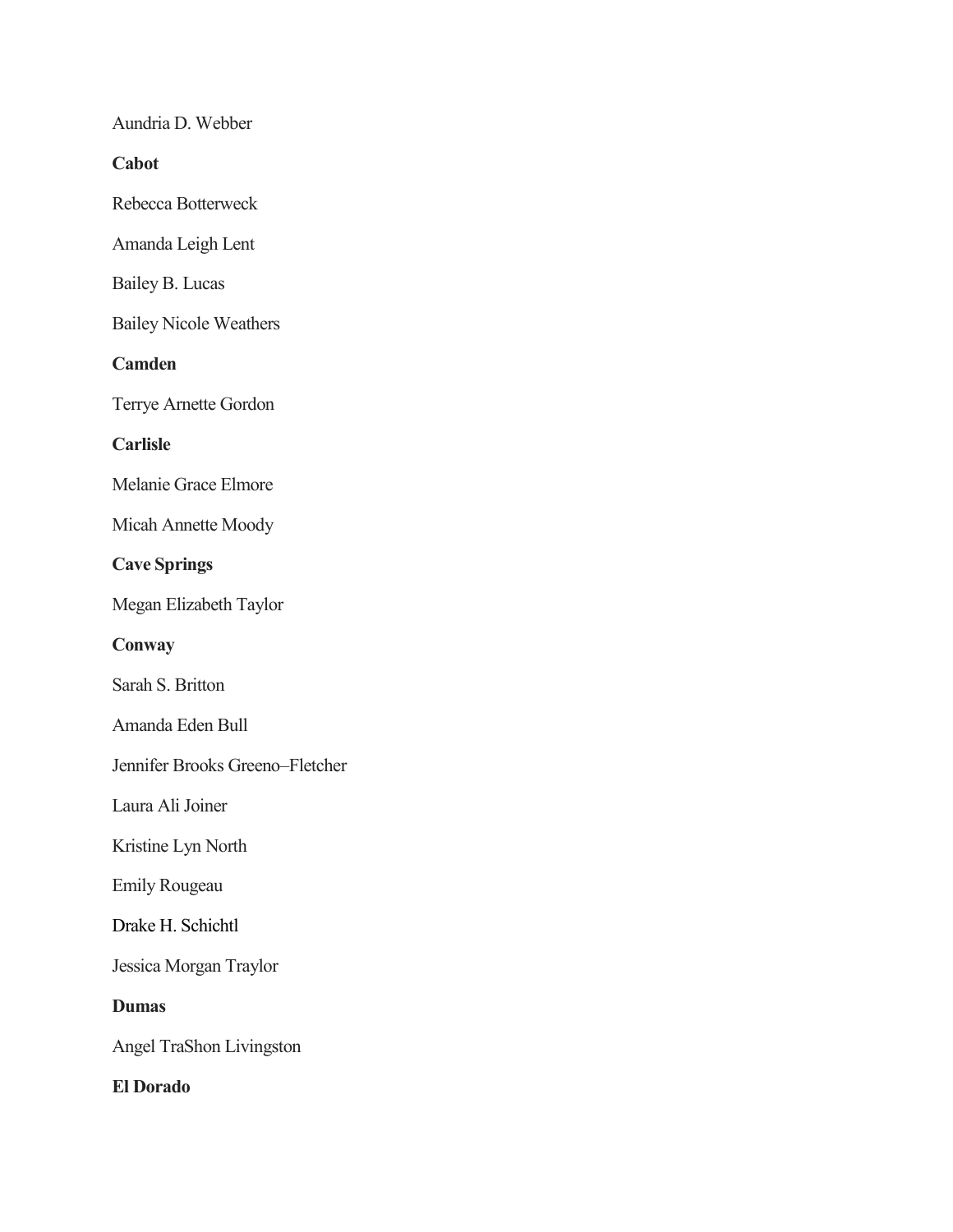Aundria D. Webber

**Cabot**

Rebecca Botterweck

Amanda Leigh Lent

Bailey B. Lucas

Bailey Nicole Weathers

**Camden**

Terrye Arnette Gordon

**Carlisle**

Melanie Grace Elmore

Micah Annette Moody

**Cave Springs**

Megan Elizabeth Taylor

**Conway**

Sarah S. Britton

Amanda Eden Bull

Jennifer Brooks Greeno–Fletcher

Laura Ali Joiner

Kristine Lyn North

Emily Rougeau

Drake H. Schichtl

Jessica Morgan Traylor

**Dumas**

Angel TraShon Livingston

**El Dorado**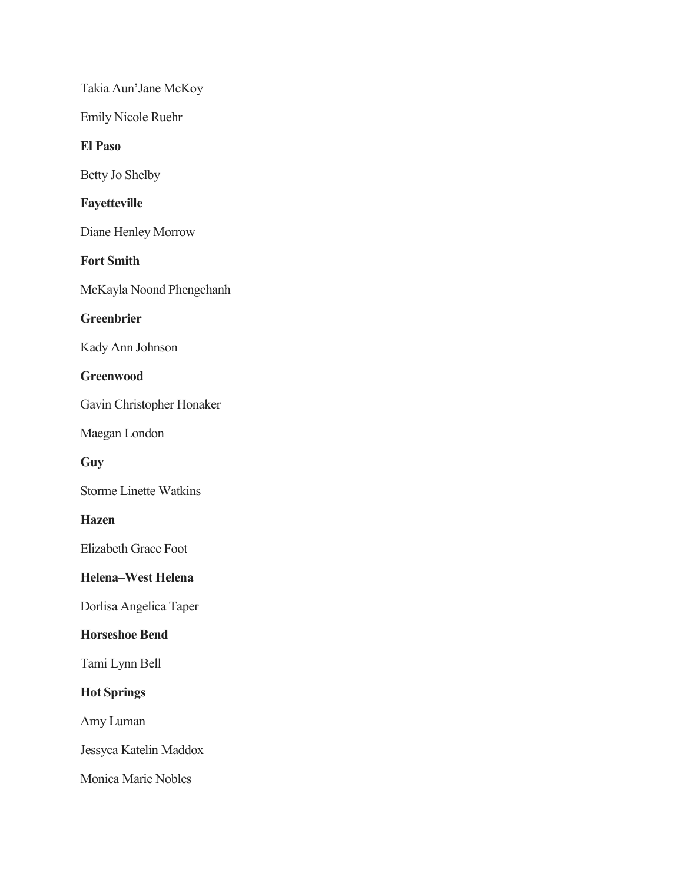Takia Aun'Jane McKoy

Emily Nicole Ruehr

**El Paso**

Betty Jo Shelby

**Fayetteville**

Diane Henley Morrow

**Fort Smith**

McKayla Noond Phengchanh

**Greenbrier**

Kady Ann Johnson

**Greenwood**

Gavin Christopher Honaker

Maegan London

**Guy**

Storme Linette Watkins

**Hazen**

Elizabeth Grace Foot

**Helena–West Helena**

Dorlisa Angelica Taper

**Horseshoe Bend**

Tami Lynn Bell

**Hot Springs**

Amy Luman

Jessyca Katelin Maddox

Monica Marie Nobles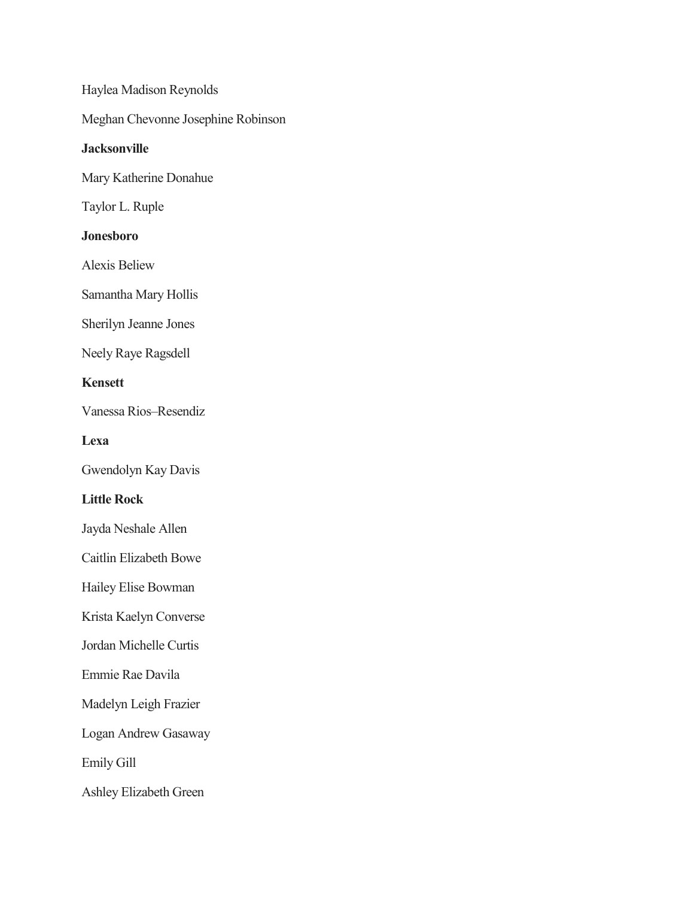Haylea Madison Reynolds

Meghan Chevonne Josephine Robinson

**Jacksonville**

Mary Katherine Donahue

Taylor L. Ruple

**Jonesboro**

Alexis Beliew

Samantha Mary Hollis

Sherilyn Jeanne Jones

Neely Raye Ragsdell

**Kensett**

Vanessa Rios–Resendiz

**Lexa**

Gwendolyn Kay Davis

**Little Rock**

Jayda Neshale Allen

Caitlin Elizabeth Bowe

Hailey Elise Bowman

Krista Kaelyn Converse

Jordan Michelle Curtis

Emmie Rae Davila

Madelyn Leigh Frazier

Logan Andrew Gasaway

Emily Gill

Ashley Elizabeth Green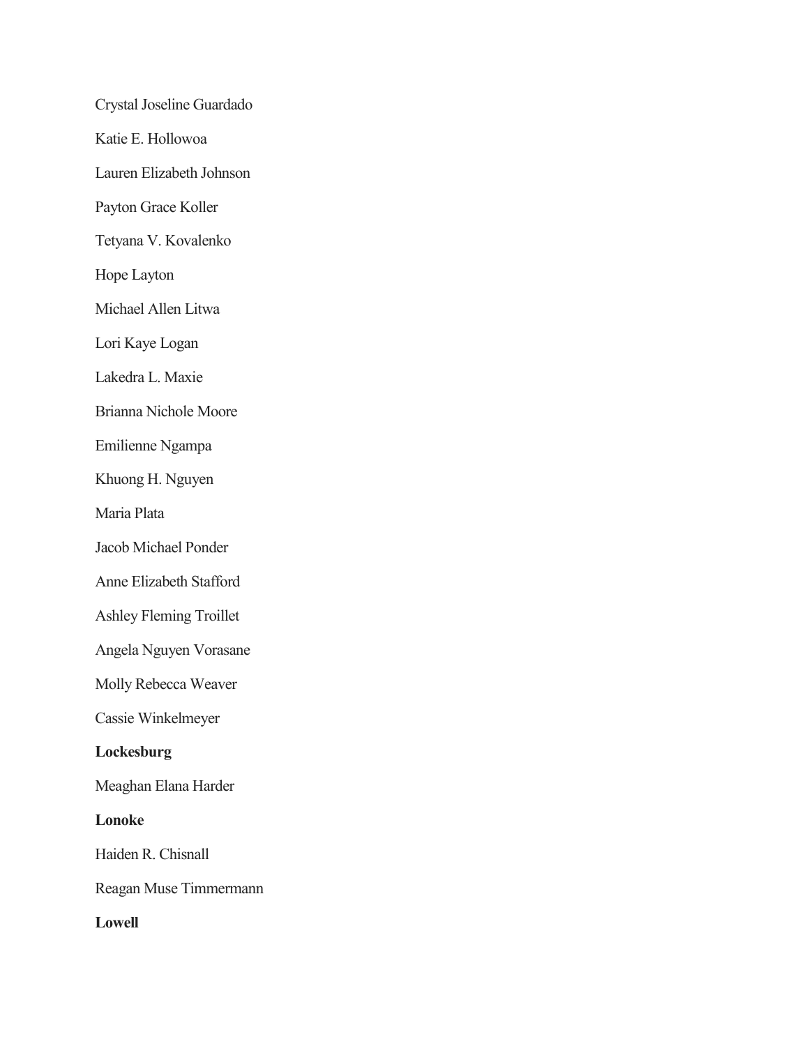Crystal Joseline Guardado

Katie E. Hollowoa

Lauren Elizabeth Johnson

Payton Grace Koller

Tetyana V. Kovalenko

Hope Layton

Michael Allen Litwa

Lori Kaye Logan

Lakedra L. Maxie

Brianna Nichole Moore

Emilienne Ngampa

Khuong H. Nguyen

Maria Plata

Jacob Michael Ponder

Anne Elizabeth Stafford

Ashley Fleming Troillet

Angela Nguyen Vorasane

Molly Rebecca Weaver

Cassie Winkelmeyer

**Lockesburg**

Meaghan Elana Harder

**Lonoke**

Haiden R. Chisnall

Reagan Muse Timmermann

**Lowell**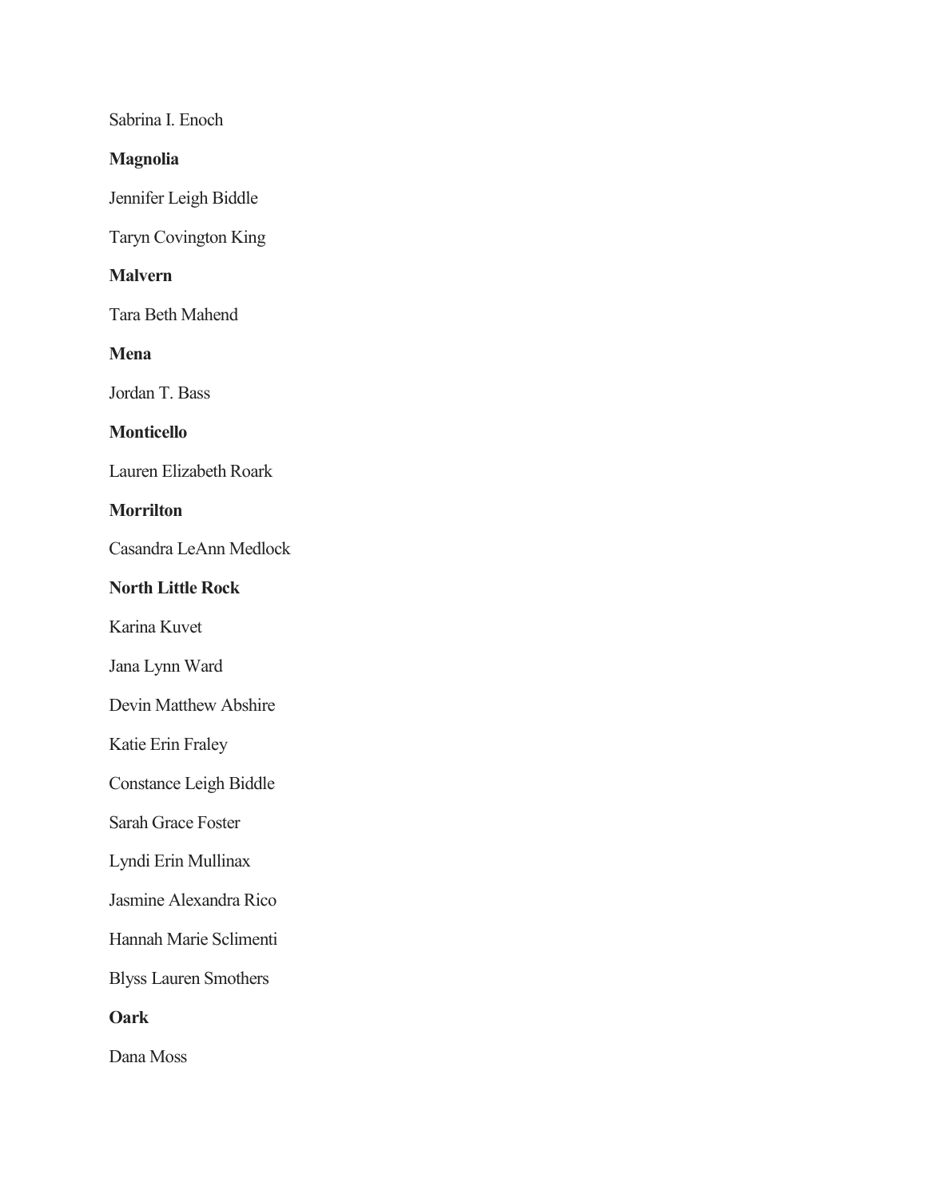Sabrina I. Enoch

**Magnolia**

Jennifer Leigh Biddle

Taryn Covington King

**Malvern**

Tara Beth Mahend

**Mena**

Jordan T. Bass

**Monticello**

Lauren Elizabeth Roark

**Morrilton**

Casandra LeAnn Medlock

**North Little Rock**

Karina Kuvet

Jana Lynn Ward

Devin Matthew Abshire

Katie Erin Fraley

Constance Leigh Biddle

Sarah Grace Foster

Lyndi Erin Mullinax

Jasmine Alexandra Rico

Hannah Marie Sclimenti

Blyss Lauren Smothers

**Oark**

Dana Moss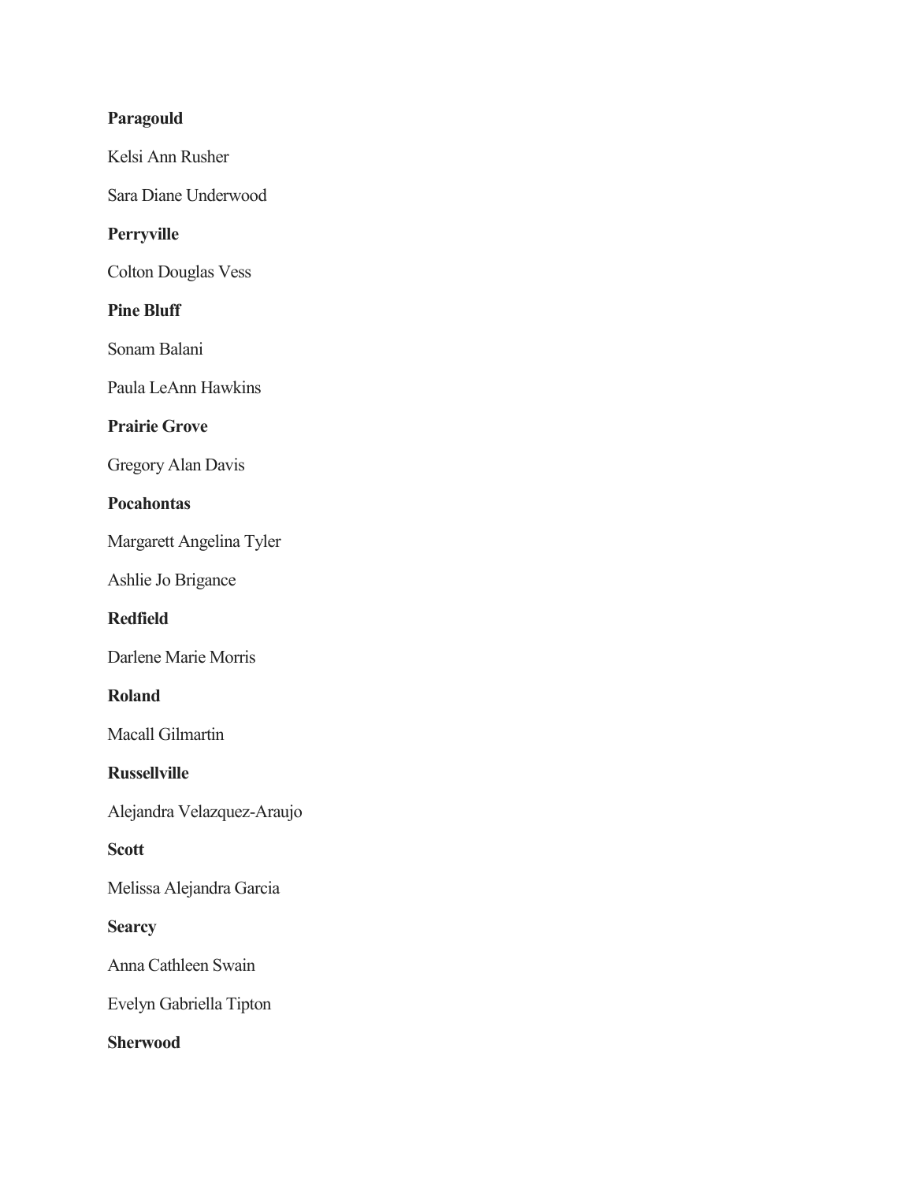**Paragould**

Kelsi Ann Rusher

Sara Diane Underwood

**Perryville**

Colton Douglas Vess

**Pine Bluff**

Sonam Balani

Paula LeAnn Hawkins

**Prairie Grove**

Gregory Alan Davis

**Pocahontas**

Margarett Angelina Tyler

Ashlie Jo Brigance

**Redfield**

Darlene Marie Morris

**Roland**

Macall Gilmartin

**Russellville**

Alejandra Velazquez-Araujo

**Scott**

Melissa Alejandra Garcia

**Searcy**

Anna Cathleen Swain

Evelyn Gabriella Tipton

**Sherwood**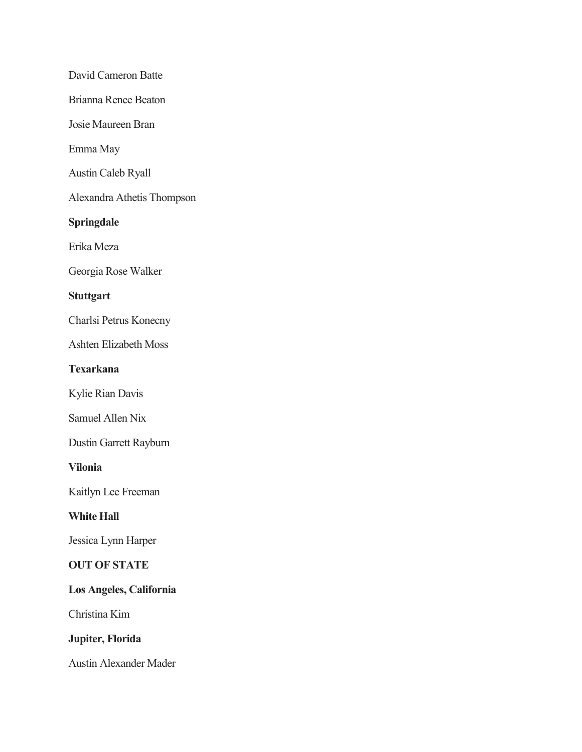David Cameron Batte

Brianna Renee Beaton

Josie Maureen Bran

Emma May

Austin Caleb Ryall

Alexandra Athetis Thompson

**Springdale**

Erika Meza

Georgia Rose Walker

**Stuttgart**

Charlsi Petrus Konecny

Ashten Elizabeth Moss

**Texarkana**

Kylie Rian Davis

Samuel Allen Nix

Dustin Garrett Rayburn

**Vilonia**

Kaitlyn Lee Freeman

**White Hall**

Jessica Lynn Harper

**OUT OF STATE**

**Los Angeles, California**

Christina Kim

**Jupiter, Florida**

Austin Alexander Mader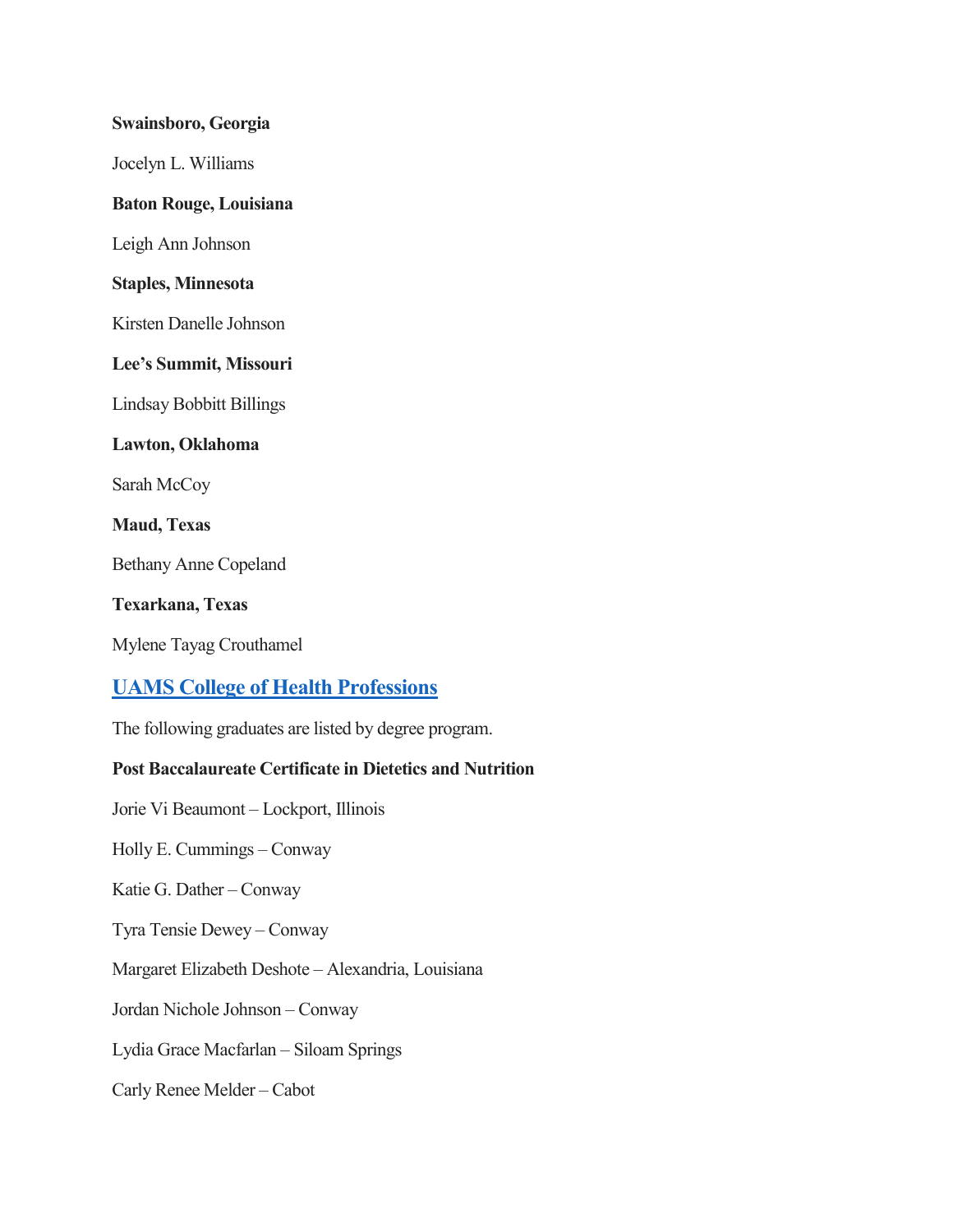**Swainsboro, Georgia**

Jocelyn L. Williams

**Baton Rouge, Louisiana**

Leigh Ann Johnson

**Staples, Minnesota**

Kirsten Danelle Johnson

**Lee's Summit, Missouri**

Lindsay Bobbitt Billings

**Lawton, Oklahoma**

Sarah McCoy

**Maud, Texas**

Bethany Anne Copeland

**Texarkana, Texas**

Mylene Tayag Crouthamel

## UAMS College of Health Professions

The following graduates are listed by degree program.

**Post Baccalaureate Certificate in Dietetics and Nutrition**

Jorie Vi Beaumont – Lockport, Illinois

Holly E. Cummings – Conway

Katie G. Dather – Conway

Tyra Tensie Dewey – Conway

Margaret Elizabeth Deshote – Alexandria, Louisiana

Jordan Nichole Johnson – Conway

Lydia Grace Macfarlan – Siloam Springs

Carly Renee Melder – Cabot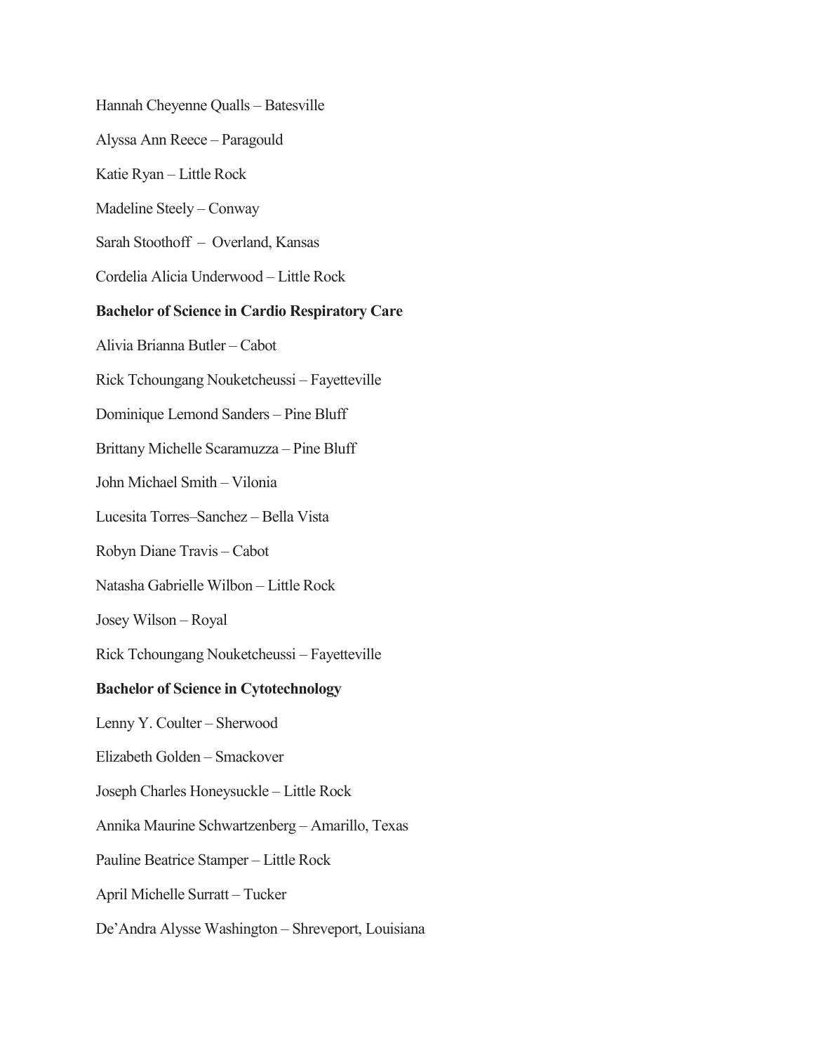Hannah Cheyenne Qualls – Batesville

Alyssa Ann Reece – Paragould

Katie Ryan – Little Rock

Madeline Steely – Conway

Sarah Stoothoff – Overland, Kansas

Cordelia Alicia Underwood – Little Rock

**Bachelor of Science in Cardio Respiratory Care**

Alivia Brianna Butler – Cabot

Rick Tchoungang Nouketcheussi – Fayetteville

Dominique Lemond Sanders – Pine Bluff

Brittany Michelle Scaramuzza – Pine Bluff

John Michael Smith – Vilonia

Lucesita Torres–Sanchez – Bella Vista

Robyn Diane Travis – Cabot

Natasha Gabrielle Wilbon – Little Rock

Josey Wilson – Royal

Rick Tchoungang Nouketcheussi – Fayetteville

**Bachelor of Science in Cytotechnology**

Lenny Y. Coulter – Sherwood

Elizabeth Golden – Smackover

Joseph Charles Honeysuckle – Little Rock

Annika Maurine Schwartzenberg – Amarillo, Texas

Pauline Beatrice Stamper – Little Rock

April Michelle Surratt – Tucker

De'Andra Alysse Washington – Shreveport, Louisiana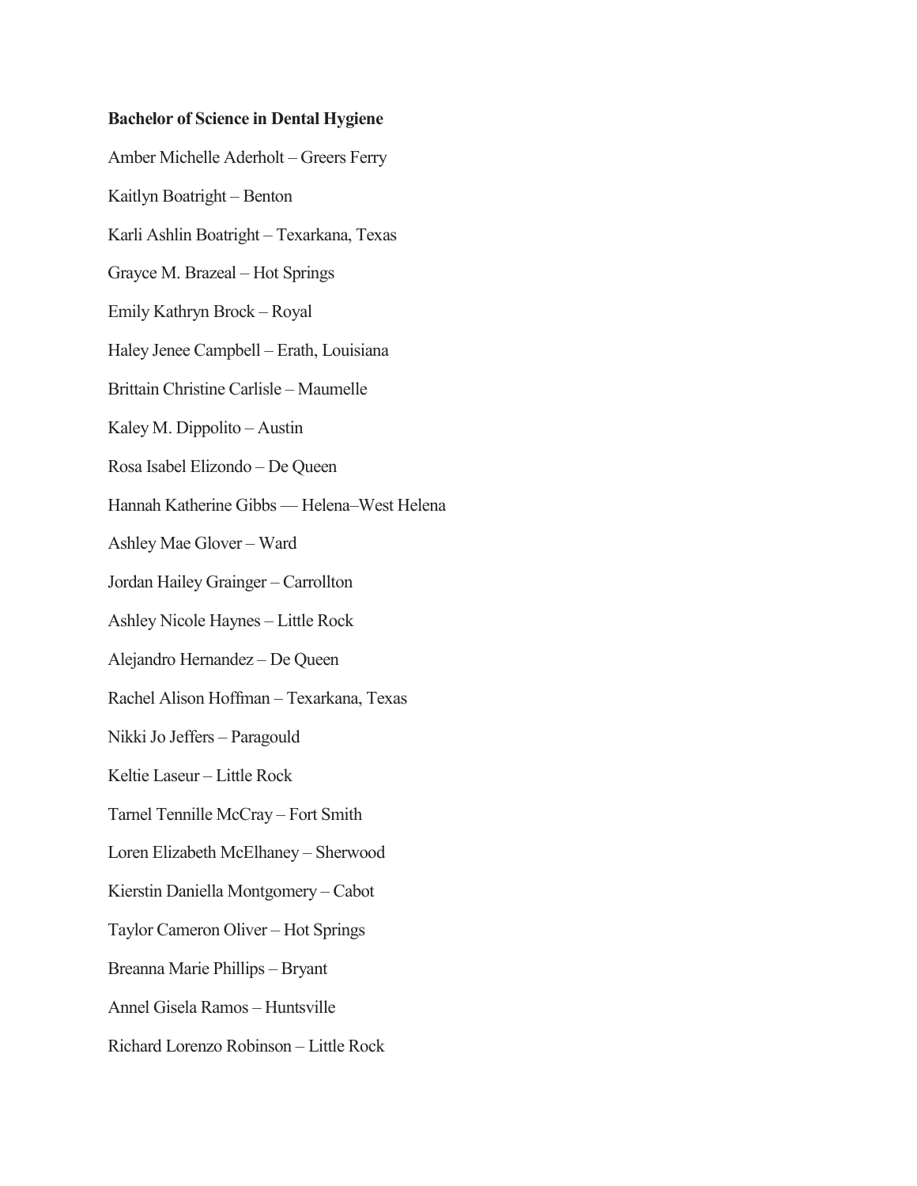**Bachelor of Science in Dental Hygiene**

Amber Michelle Aderholt – Greers Ferry

Kaitlyn Boatright – Benton

Karli Ashlin Boatright – Texarkana, Texas

Grayce M. Brazeal – Hot Springs

Emily Kathryn Brock – Royal

Haley Jenee Campbell – Erath, Louisiana

Brittain Christine Carlisle – Maumelle

Kaley M. Dippolito – Austin

Rosa Isabel Elizondo – De Queen

Hannah Katherine Gibbs — Helena–West Helena

Ashley Mae Glover – Ward

Jordan Hailey Grainger – Carrollton

Ashley Nicole Haynes – Little Rock

Alejandro Hernandez – De Queen

Rachel Alison Hoffman – Texarkana, Texas

Nikki Jo Jeffers – Paragould

Keltie Laseur – Little Rock

Tarnel Tennille McCray – Fort Smith

Loren Elizabeth McElhaney – Sherwood

Kierstin Daniella Montgomery – Cabot

Taylor Cameron Oliver – Hot Springs

Breanna Marie Phillips – Bryant

Annel Gisela Ramos – Huntsville

Richard Lorenzo Robinson – Little Rock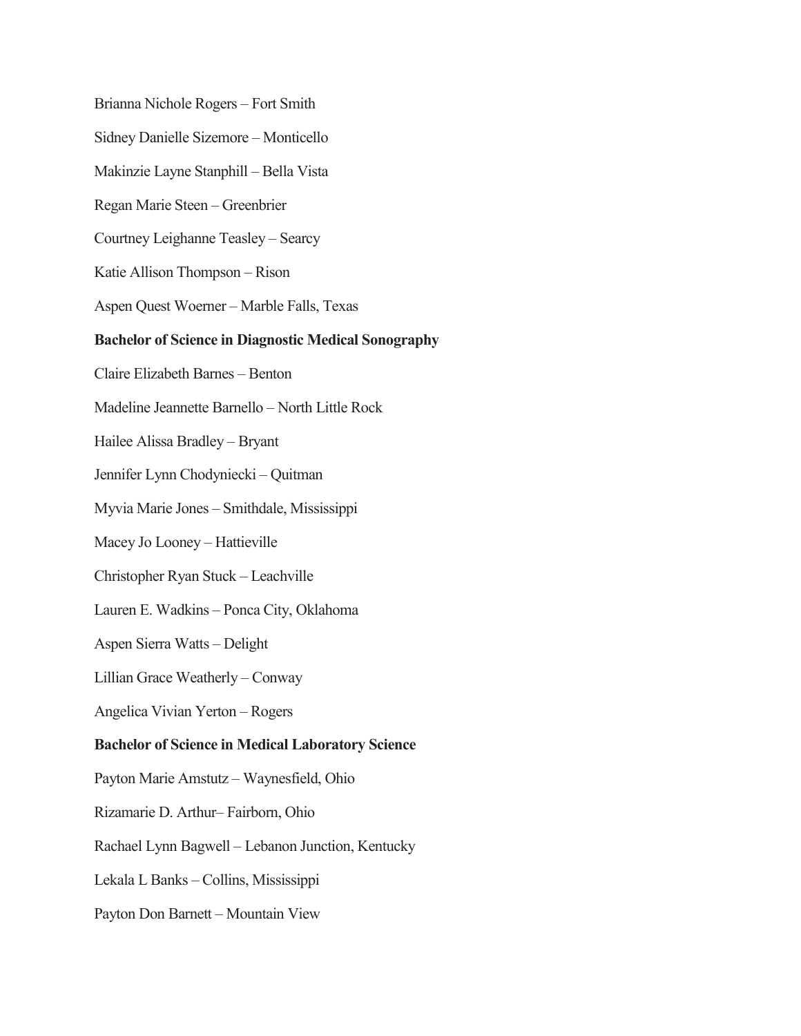Brianna Nichole Rogers – Fort Smith

Sidney Danielle Sizemore – Monticello

Makinzie Layne Stanphill – Bella Vista

Regan Marie Steen – Greenbrier

Courtney Leighanne Teasley – Searcy

Katie Allison Thompson – Rison

Aspen Quest Woerner – Marble Falls, Texas

**Bachelor of Science in Diagnostic Medical Sonography**

Claire Elizabeth Barnes – Benton

Madeline Jeannette Barnello – North Little Rock

Hailee Alissa Bradley – Bryant

Jennifer Lynn Chodyniecki – Quitman

Myvia Marie Jones – Smithdale, Mississippi

Macey Jo Looney – Hattieville

Christopher Ryan Stuck – Leachville

Lauren E. Wadkins – Ponca City, Oklahoma

Aspen Sierra Watts – Delight

Lillian Grace Weatherly – Conway

Angelica Vivian Yerton – Rogers

**Bachelor of Science in Medical Laboratory Science**

Payton Marie Amstutz – Waynesfield, Ohio

Rizamarie D. Arthur– Fairborn, Ohio

Rachael Lynn Bagwell – Lebanon Junction, Kentucky

Lekala L Banks – Collins, Mississippi

Payton Don Barnett – Mountain View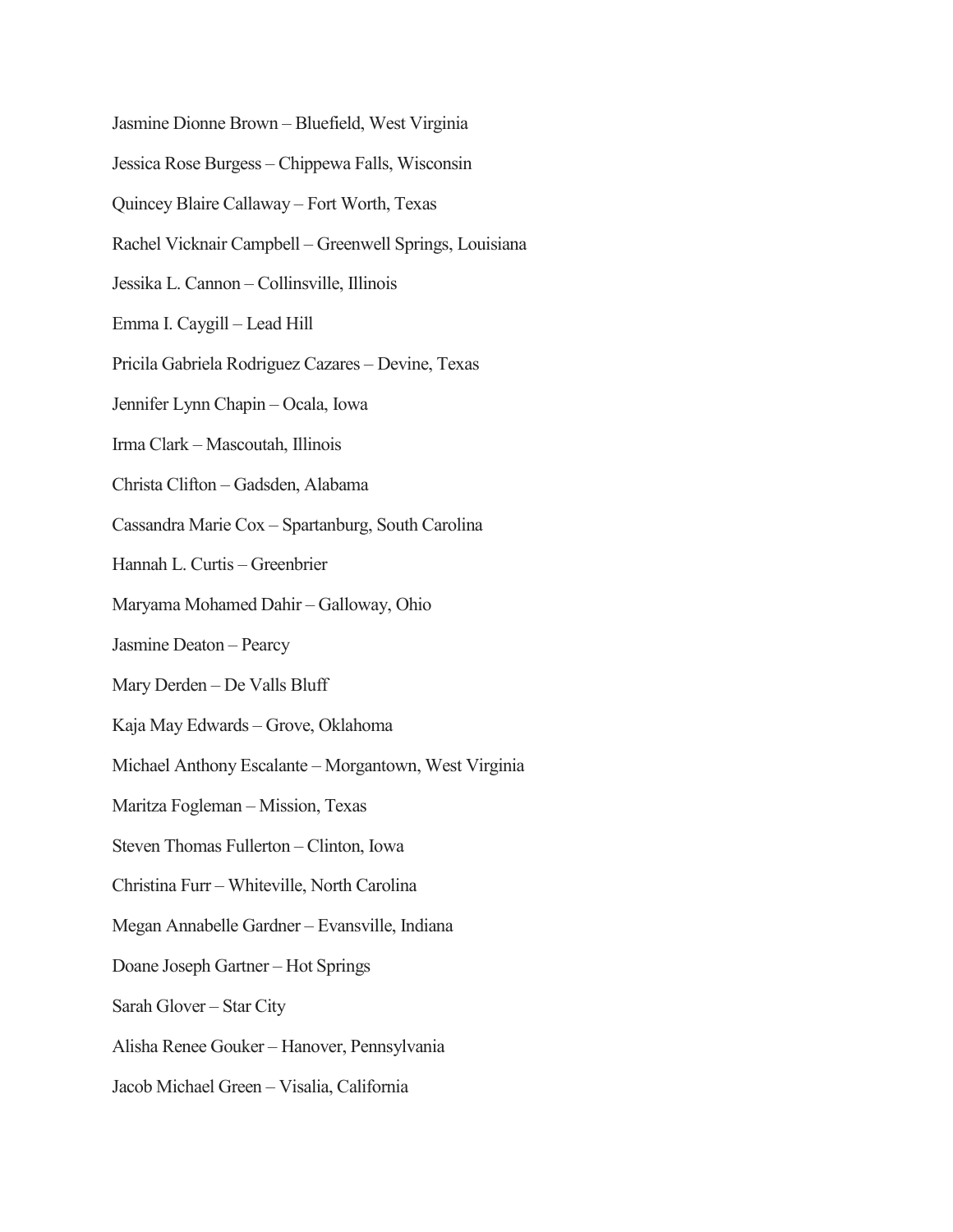Jasmine Dionne Brown – Bluefield, West Virginia

Jessica Rose Burgess – Chippewa Falls, Wisconsin

Quincey Blaire Callaway – Fort Worth, Texas

Rachel Vicknair Campbell – Greenwell Springs, Louisiana

Jessika L. Cannon – Collinsville, Illinois

Emma I. Caygill – Lead Hill

Pricila Gabriela Rodriguez Cazares – Devine, Texas

Jennifer Lynn Chapin – Ocala, Iowa

Irma Clark – Mascoutah, Illinois

Christa Clifton – Gadsden, Alabama

Cassandra Marie Cox – Spartanburg, South Carolina

Hannah L. Curtis – Greenbrier

Maryama Mohamed Dahir – Galloway, Ohio

Jasmine Deaton – Pearcy

Mary Derden – De Valls Bluff

Kaja May Edwards – Grove, Oklahoma

Michael Anthony Escalante – Morgantown, West Virginia

Maritza Fogleman – Mission, Texas

Steven Thomas Fullerton – Clinton, Iowa

Christina Furr – Whiteville, North Carolina

Megan Annabelle Gardner – Evansville, Indiana

Doane Joseph Gartner – Hot Springs

Sarah Glover – Star City

Alisha Renee Gouker – Hanover, Pennsylvania

Jacob Michael Green – Visalia, California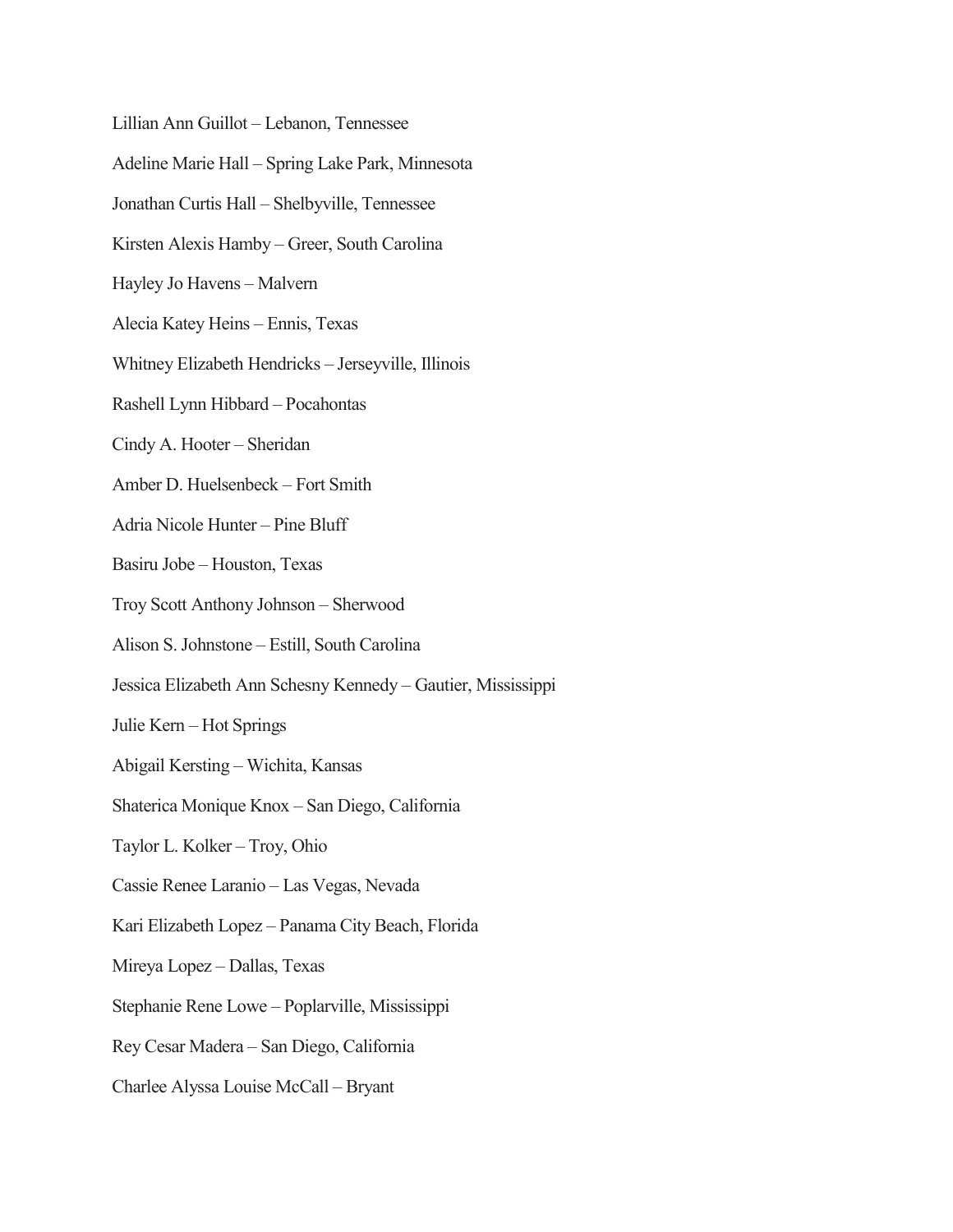Lillian Ann Guillot – Lebanon, Tennessee

Adeline Marie Hall – Spring Lake Park, Minnesota

Jonathan Curtis Hall – Shelbyville, Tennessee

Kirsten Alexis Hamby – Greer, South Carolina

Hayley Jo Havens – Malvern

Alecia Katey Heins – Ennis, Texas

Whitney Elizabeth Hendricks – Jerseyville, Illinois

Rashell Lynn Hibbard – Pocahontas

Cindy A. Hooter – Sheridan

Amber D. Huelsenbeck – Fort Smith

Adria Nicole Hunter – Pine Bluff

Basiru Jobe – Houston, Texas

Troy Scott Anthony Johnson – Sherwood

Alison S. Johnstone – Estill, South Carolina

Jessica Elizabeth Ann Schesny Kennedy – Gautier, Mississippi

Julie Kern – Hot Springs

Abigail Kersting – Wichita, Kansas

Shaterica Monique Knox – San Diego, California

Taylor L. Kolker – Troy, Ohio

Cassie Renee Laranio – Las Vegas, Nevada

Kari Elizabeth Lopez – Panama City Beach, Florida

Mireya Lopez – Dallas, Texas

Stephanie Rene Lowe – Poplarville, Mississippi

Rey Cesar Madera – San Diego, California

Charlee Alyssa Louise McCall – Bryant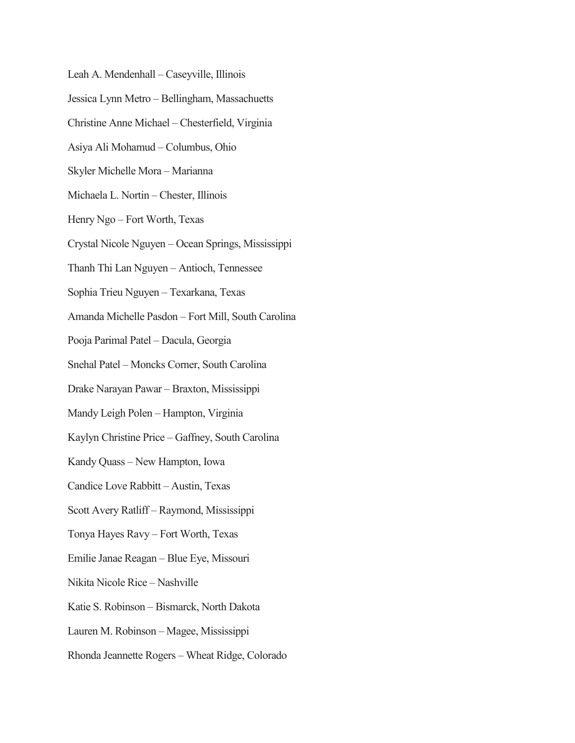Leah A. Mendenhall – Caseyville, Illinois

Jessica Lynn Metro – Bellingham, Massachuetts

Christine Anne Michael – Chesterfield, Virginia

Asiya Ali Mohamud – Columbus, Ohio

Skyler Michelle Mora – Marianna

Michaela L. Nortin – Chester, Illinois

Henry Ngo – Fort Worth, Texas

Crystal Nicole Nguyen – Ocean Springs, Mississippi

Thanh Thi Lan Nguyen – Antioch, Tennessee

Sophia Trieu Nguyen – Texarkana, Texas

Amanda Michelle Pasdon – Fort Mill, South Carolina

Pooja Parimal Patel – Dacula, Georgia

Snehal Patel – Moncks Corner, South Carolina

Drake Narayan Pawar – Braxton, Mississippi

Mandy Leigh Polen – Hampton, Virginia

Kaylyn Christine Price – Gaffney, South Carolina

Kandy Quass – New Hampton, Iowa

Candice Love Rabbitt – Austin, Texas

Scott Avery Ratliff – Raymond, Mississippi

Tonya Hayes Ravy – Fort Worth, Texas

Emilie Janae Reagan – Blue Eye, Missouri

Nikita Nicole Rice – Nashville

Katie S. Robinson – Bismarck, North Dakota

Lauren M. Robinson – Magee, Mississippi

Rhonda Jeannette Rogers – Wheat Ridge, Colorado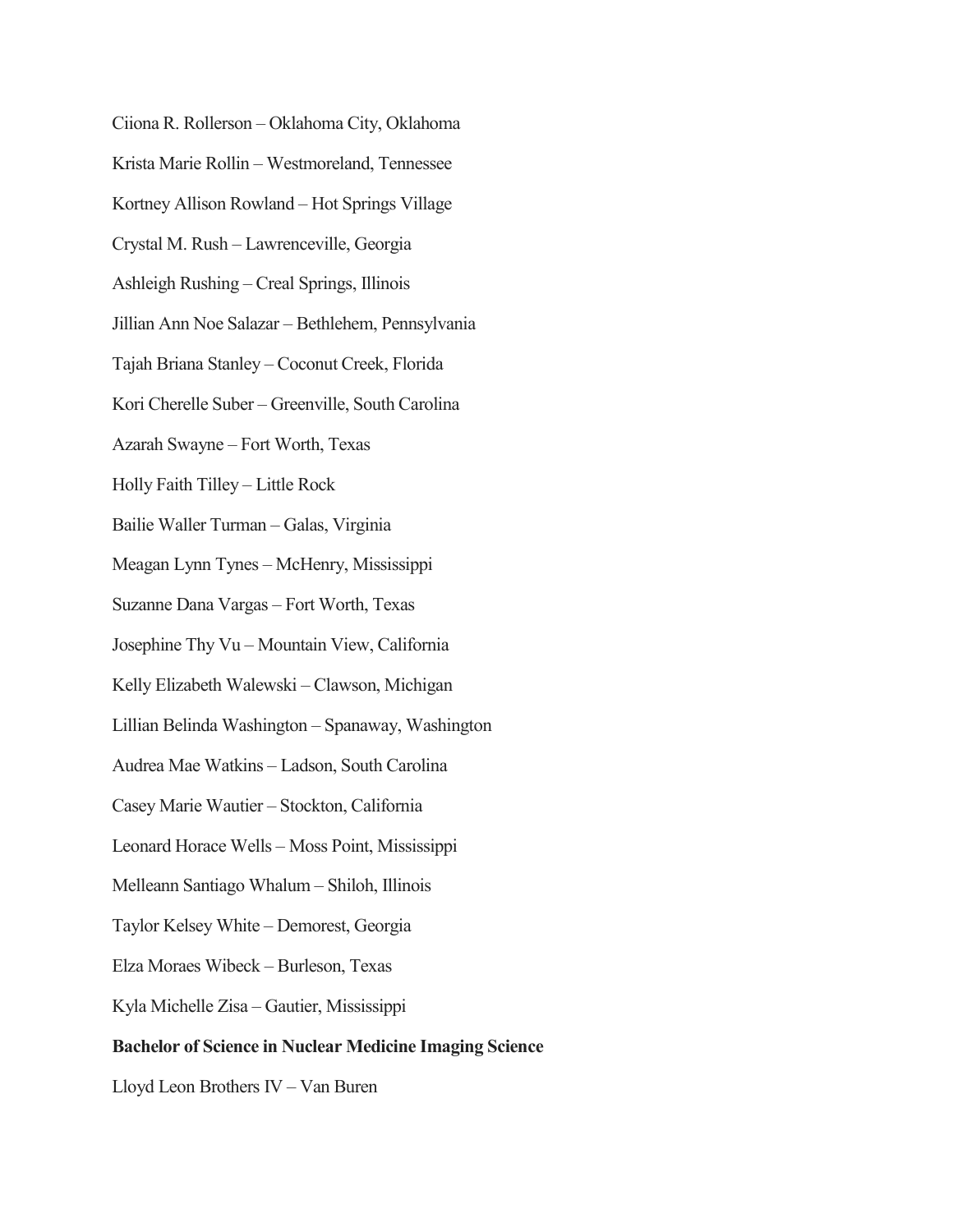Ciiona R. Rollerson – Oklahoma City, Oklahoma

Krista Marie Rollin – Westmoreland, Tennessee

Kortney Allison Rowland – Hot Springs Village

Crystal M. Rush – Lawrenceville, Georgia

Ashleigh Rushing – Creal Springs, Illinois

Jillian Ann Noe Salazar – Bethlehem, Pennsylvania

Tajah Briana Stanley – Coconut Creek, Florida

Kori Cherelle Suber – Greenville, South Carolina

Azarah Swayne – Fort Worth, Texas

Holly Faith Tilley – Little Rock

Bailie Waller Turman – Galas, Virginia

Meagan Lynn Tynes – McHenry, Mississippi

Suzanne Dana Vargas – Fort Worth, Texas

Josephine Thy Vu – Mountain View, California

Kelly Elizabeth Walewski – Clawson, Michigan

Lillian Belinda Washington – Spanaway, Washington

Audrea Mae Watkins – Ladson, South Carolina

Casey Marie Wautier – Stockton, California

Leonard Horace Wells – Moss Point, Mississippi

Melleann Santiago Whalum – Shiloh, Illinois

Taylor Kelsey White – Demorest, Georgia

Elza Moraes Wibeck – Burleson, Texas

Kyla Michelle Zisa – Gautier, Mississippi

**Bachelor of Science in Nuclear Medicine Imaging Science**

Lloyd Leon Brothers IV – Van Buren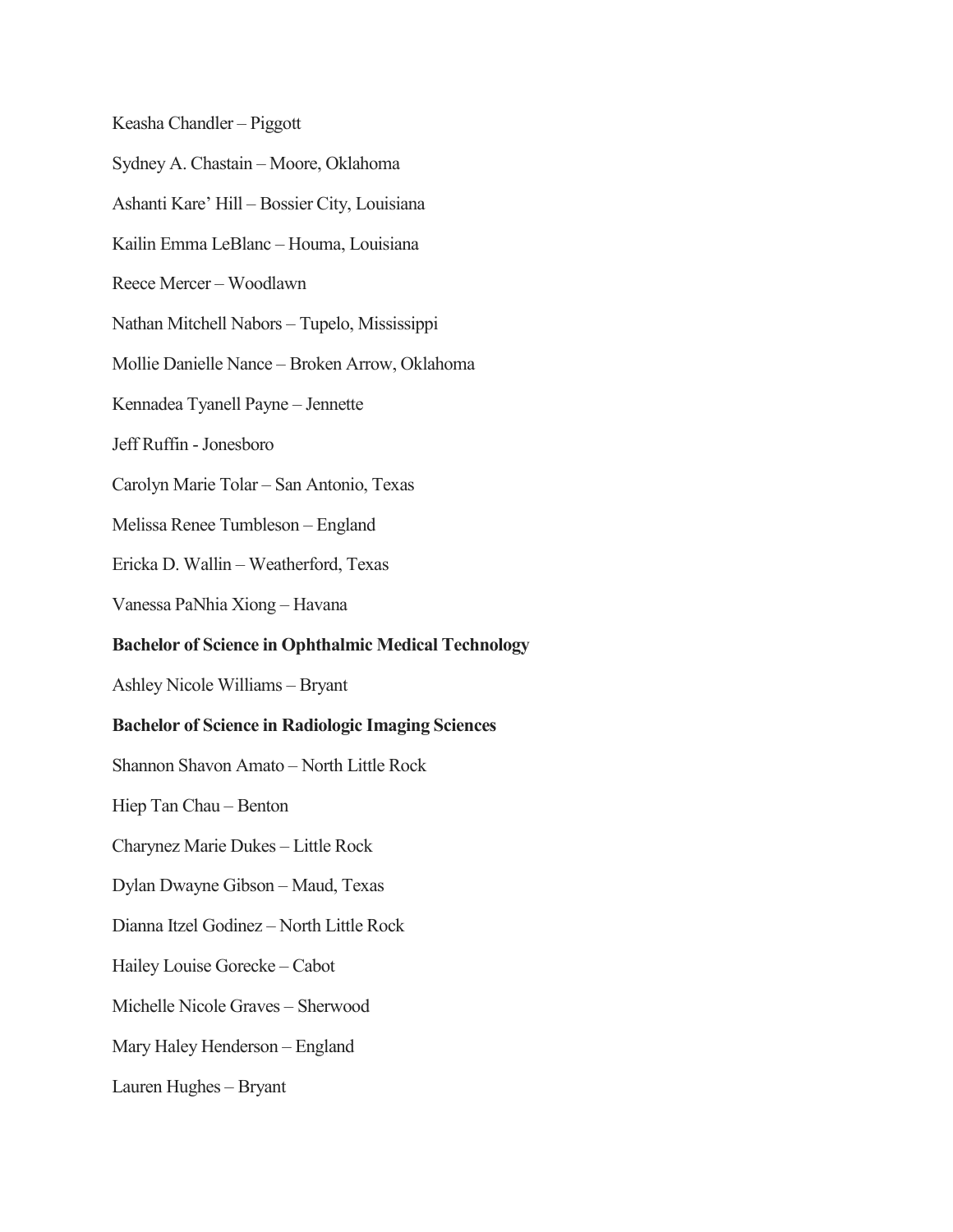Keasha Chandler – Piggott

Sydney A. Chastain – Moore, Oklahoma

Ashanti Kare' Hill – Bossier City, Louisiana

Kailin Emma LeBlanc – Houma, Louisiana

Reece Mercer – Woodlawn

Nathan Mitchell Nabors – Tupelo, Mississippi

Mollie Danielle Nance – Broken Arrow, Oklahoma

Kennadea Tyanell Payne – Jennette

Jeff Ruffin - Jonesboro

Carolyn Marie Tolar – San Antonio, Texas

Melissa Renee Tumbleson – England

Ericka D. Wallin – Weatherford, Texas

Vanessa PaNhia Xiong – Havana

**Bachelor of Science in Ophthalmic Medical Technology**

Ashley Nicole Williams – Bryant

**Bachelor of Science in Radiologic Imaging Sciences**

Shannon Shavon Amato – North Little Rock

Hiep Tan Chau – Benton

Charynez Marie Dukes – Little Rock

Dylan Dwayne Gibson – Maud, Texas

Dianna Itzel Godinez – North Little Rock

Hailey Louise Gorecke – Cabot

Michelle Nicole Graves – Sherwood

Mary Haley Henderson – England

Lauren Hughes – Bryant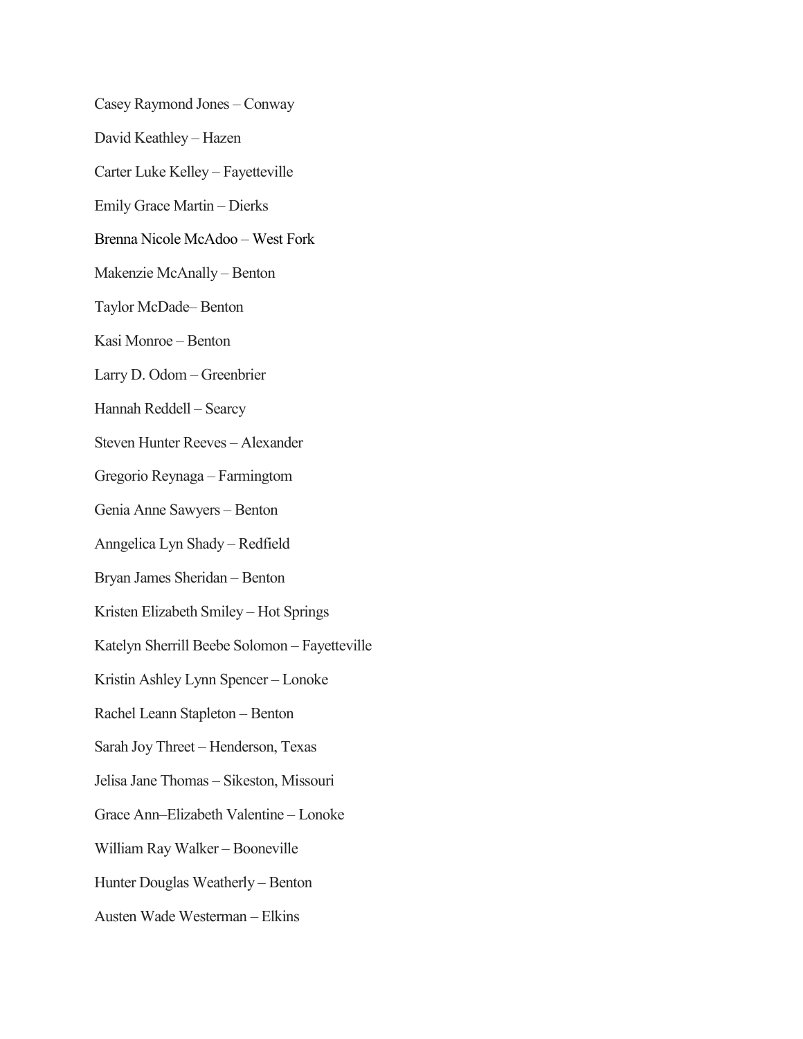Casey Raymond Jones – Conway

David Keathley – Hazen

Carter Luke Kelley – Fayetteville

Emily Grace Martin – Dierks

Brenna Nicole McAdoo – West Fork

Makenzie McAnally – Benton

Taylor McDade– Benton

Kasi Monroe – Benton

Larry D. Odom – Greenbrier

Hannah Reddell – Searcy

Steven Hunter Reeves – Alexander

Gregorio Reynaga – Farmingtom

Genia Anne Sawyers – Benton

Anngelica Lyn Shady – Redfield

Bryan James Sheridan – Benton

Kristen Elizabeth Smiley – Hot Springs

Katelyn Sherrill Beebe Solomon – Fayetteville

Kristin Ashley Lynn Spencer – Lonoke

Rachel Leann Stapleton – Benton

Sarah Joy Threet – Henderson, Texas

Jelisa Jane Thomas – Sikeston, Missouri

Grace Ann–Elizabeth Valentine – Lonoke

William Ray Walker – Booneville

Hunter Douglas Weatherly – Benton

Austen Wade Westerman – Elkins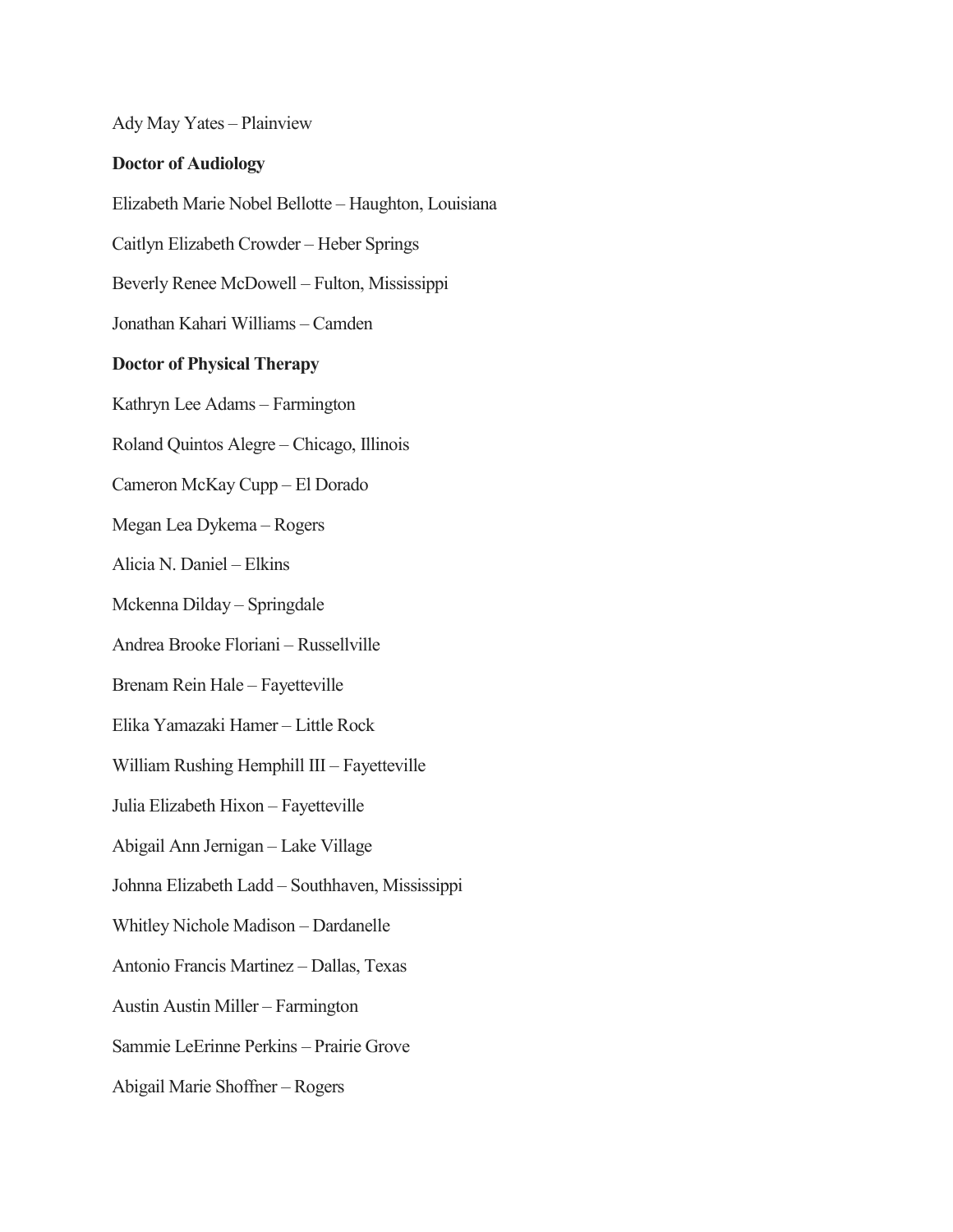Ady May Yates – Plainview

**Doctor of Audiology**

Elizabeth Marie Nobel Bellotte – Haughton, Louisiana

Caitlyn Elizabeth Crowder – Heber Springs

Beverly Renee McDowell – Fulton, Mississippi

Jonathan Kahari Williams – Camden

**Doctor of Physical Therapy**

Kathryn Lee Adams – Farmington

Roland Quintos Alegre – Chicago, Illinois

Cameron McKay Cupp – El Dorado

Megan Lea Dykema – Rogers

Alicia N. Daniel – Elkins

Mckenna Dilday – Springdale

Andrea Brooke Floriani – Russellville

Brenam Rein Hale – Fayetteville

Elika Yamazaki Hamer – Little Rock

William Rushing Hemphill III – Fayetteville

Julia Elizabeth Hixon – Fayetteville

Abigail Ann Jernigan – Lake Village

Johnna Elizabeth Ladd – Southhaven, Mississippi

Whitley Nichole Madison – Dardanelle

Antonio Francis Martinez – Dallas, Texas

Austin Austin Miller – Farmington

Sammie LeErinne Perkins – Prairie Grove

Abigail Marie Shoffner – Rogers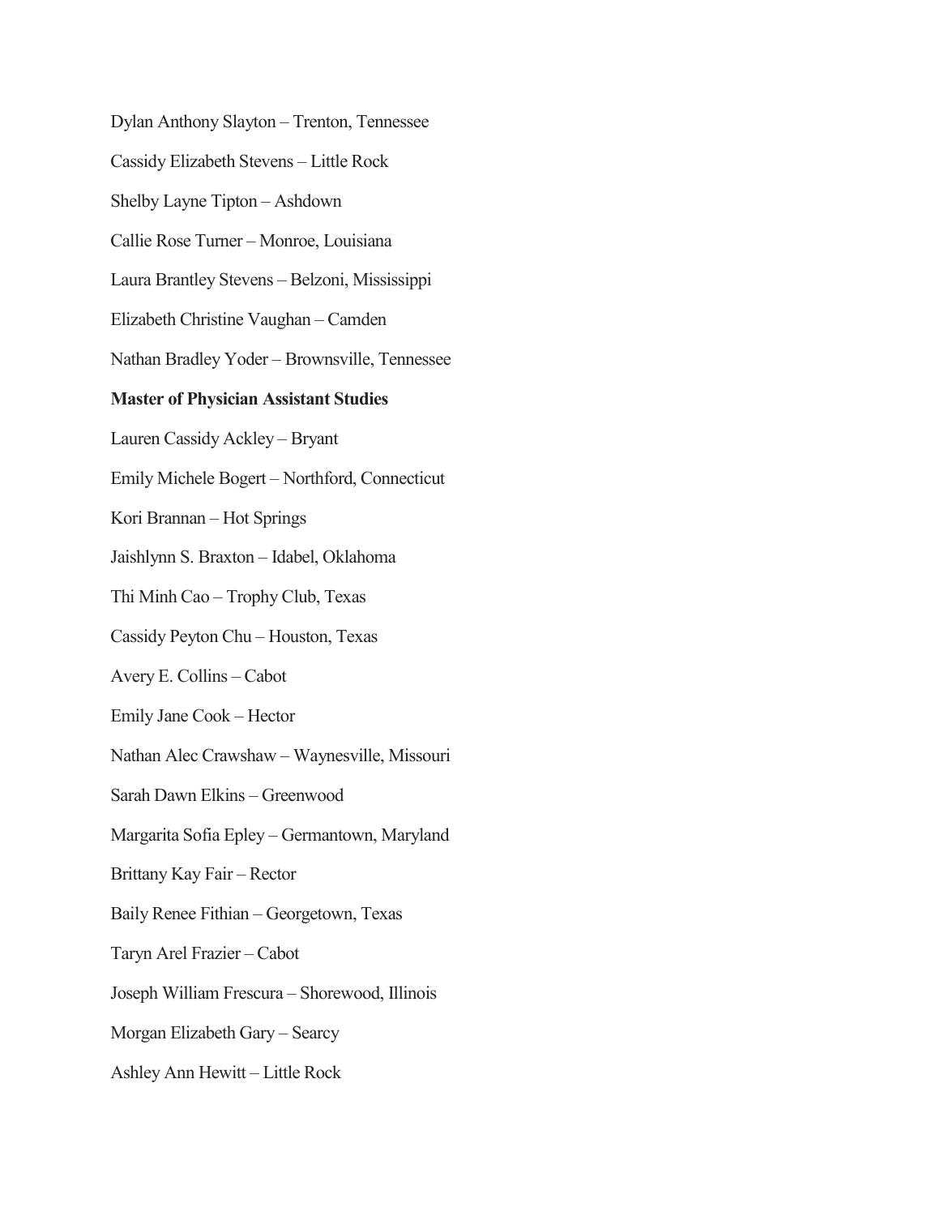Dylan Anthony Slayton – Trenton, Tennessee

Cassidy Elizabeth Stevens – Little Rock

Shelby Layne Tipton – Ashdown

Callie Rose Turner – Monroe, Louisiana

Laura Brantley Stevens – Belzoni, Mississippi

Elizabeth Christine Vaughan – Camden

Nathan Bradley Yoder – Brownsville, Tennessee

**Master of Physician Assistant Studies**

Lauren Cassidy Ackley – Bryant

Emily Michele Bogert – Northford, Connecticut

Kori Brannan – Hot Springs

Jaishlynn S. Braxton – Idabel, Oklahoma

Thi Minh Cao – Trophy Club, Texas

Cassidy Peyton Chu – Houston, Texas

Avery E. Collins – Cabot

Emily Jane Cook – Hector

Nathan Alec Crawshaw – Waynesville, Missouri

Sarah Dawn Elkins – Greenwood

Margarita Sofia Epley – Germantown, Maryland

Brittany Kay Fair – Rector

Baily Renee Fithian – Georgetown, Texas

Taryn Arel Frazier – Cabot

Joseph William Frescura – Shorewood, Illinois

Morgan Elizabeth Gary – Searcy

Ashley Ann Hewitt – Little Rock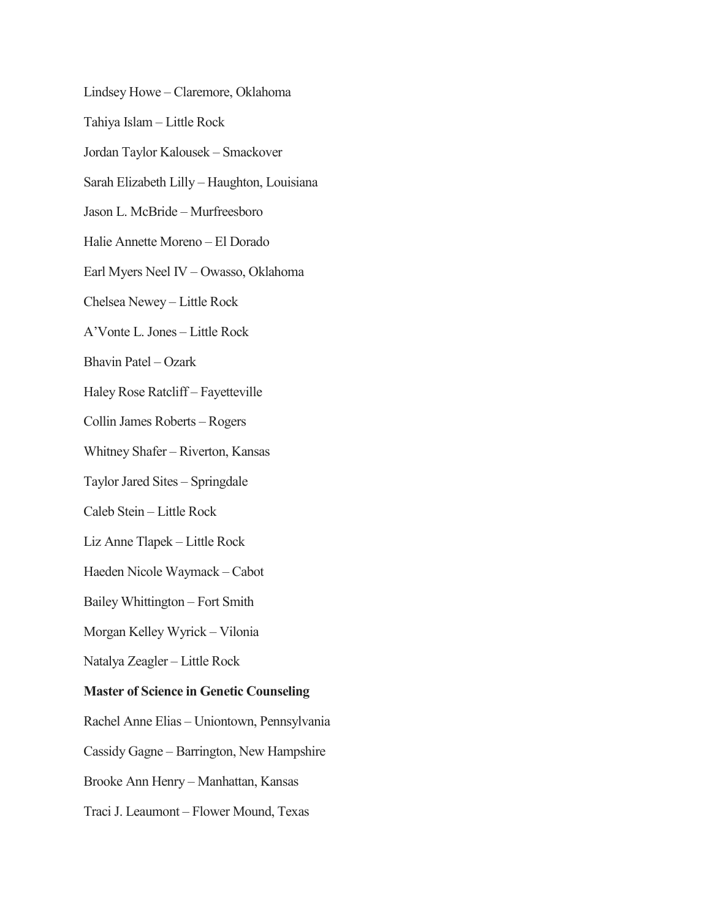Lindsey Howe – Claremore, Oklahoma

Tahiya Islam – Little Rock

Jordan Taylor Kalousek – Smackover

Sarah Elizabeth Lilly – Haughton, Louisiana

Jason L. McBride – Murfreesboro

Halie Annette Moreno – El Dorado

Earl Myers Neel IV – Owasso, Oklahoma

Chelsea Newey – Little Rock

A'Vonte L. Jones – Little Rock

Bhavin Patel – Ozark

Haley Rose Ratcliff – Fayetteville

Collin James Roberts – Rogers

Whitney Shafer – Riverton, Kansas

Taylor Jared Sites – Springdale

Caleb Stein – Little Rock

Liz Anne Tlapek – Little Rock

Haeden Nicole Waymack – Cabot

Bailey Whittington – Fort Smith

Morgan Kelley Wyrick – Vilonia

Natalya Zeagler – Little Rock

**Master of Science in Genetic Counseling**

Rachel Anne Elias – Uniontown, Pennsylvania

Cassidy Gagne – Barrington, New Hampshire

Brooke Ann Henry – Manhattan, Kansas

Traci J. Leaumont – Flower Mound, Texas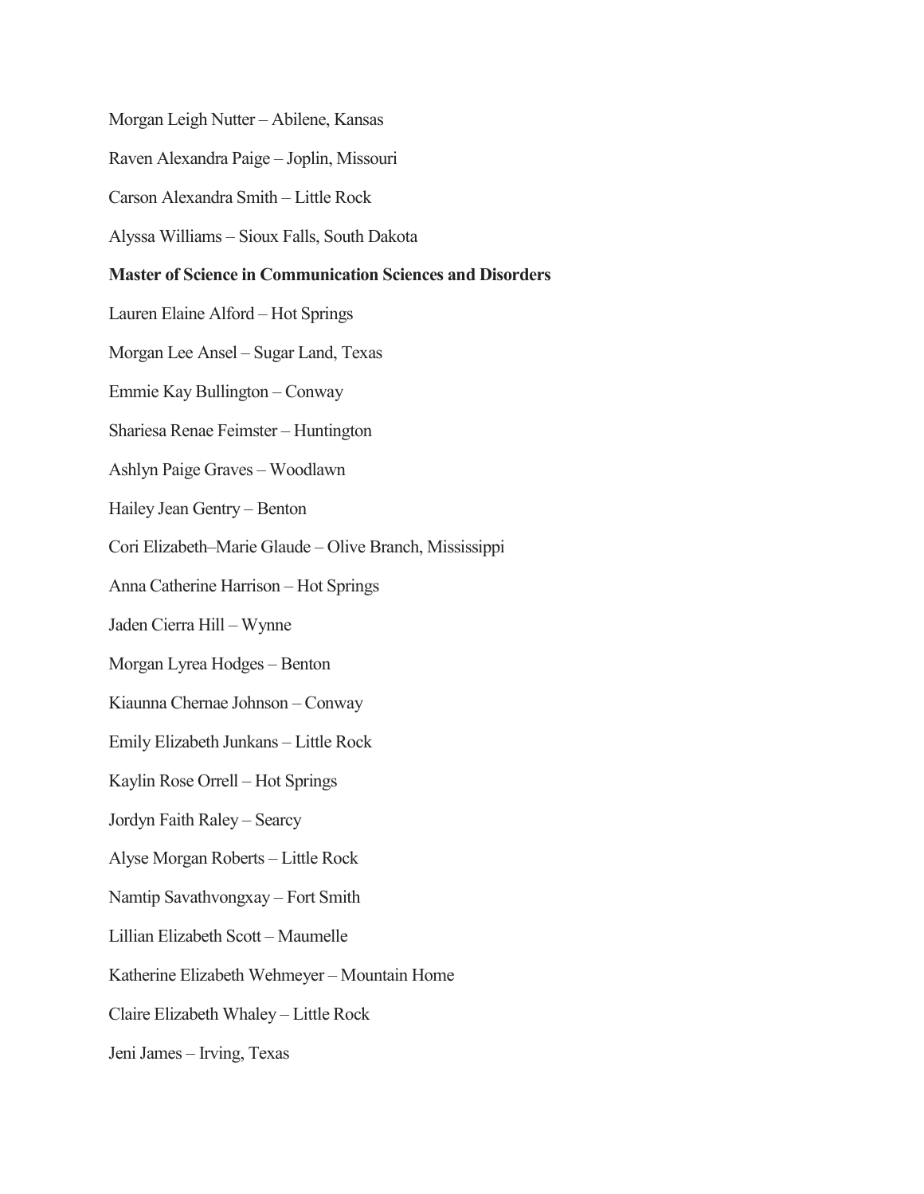Morgan Leigh Nutter – Abilene, Kansas

Raven Alexandra Paige – Joplin, Missouri

Carson Alexandra Smith – Little Rock

Alyssa Williams – Sioux Falls, South Dakota

**Master of Science in Communication Sciences and Disorders**

Lauren Elaine Alford – Hot Springs

Morgan Lee Ansel – Sugar Land, Texas

Emmie Kay Bullington – Conway

Shariesa Renae Feimster – Huntington

Ashlyn Paige Graves – Woodlawn

Hailey Jean Gentry – Benton

Cori Elizabeth–Marie Glaude – Olive Branch, Mississippi

Anna Catherine Harrison – Hot Springs

Jaden Cierra Hill – Wynne

Morgan Lyrea Hodges – Benton

Kiaunna Chernae Johnson – Conway

Emily Elizabeth Junkans – Little Rock

Kaylin Rose Orrell – Hot Springs

Jordyn Faith Raley – Searcy

Alyse Morgan Roberts – Little Rock

Namtip Savathvongxay – Fort Smith

Lillian Elizabeth Scott – Maumelle

Katherine Elizabeth Wehmeyer – Mountain Home

Claire Elizabeth Whaley – Little Rock

Jeni James – Irving, Texas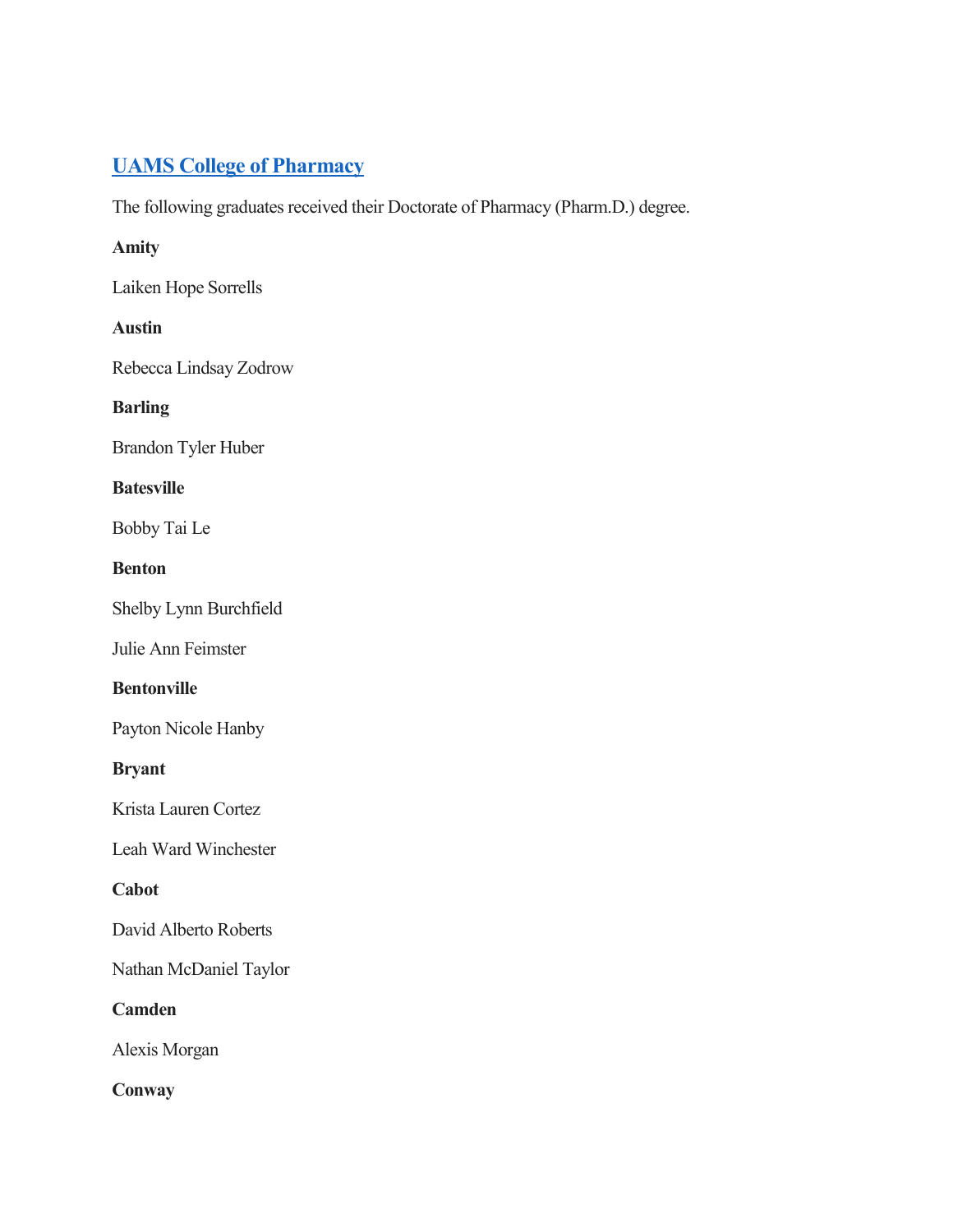## [UAMS College of Pharmacy]()

The following graduates received their Doctorate of Pharmacy (Pharm.D.) degree.

**Amity**

Laiken Hope Sorrells

**Austin**

Rebecca Lindsay Zodrow

**Barling**

Brandon Tyler Huber

**Batesville**

Bobby Tai Le

**Benton**

Shelby Lynn Burchfield

Julie Ann Feimster

**Bentonville**

Payton Nicole Hanby

**Bryant**

Krista Lauren Cortez

Leah Ward Winchester

**Cabot**

David Alberto Roberts

Nathan McDaniel Taylor

**Camden**

Alexis Morgan

**Conway**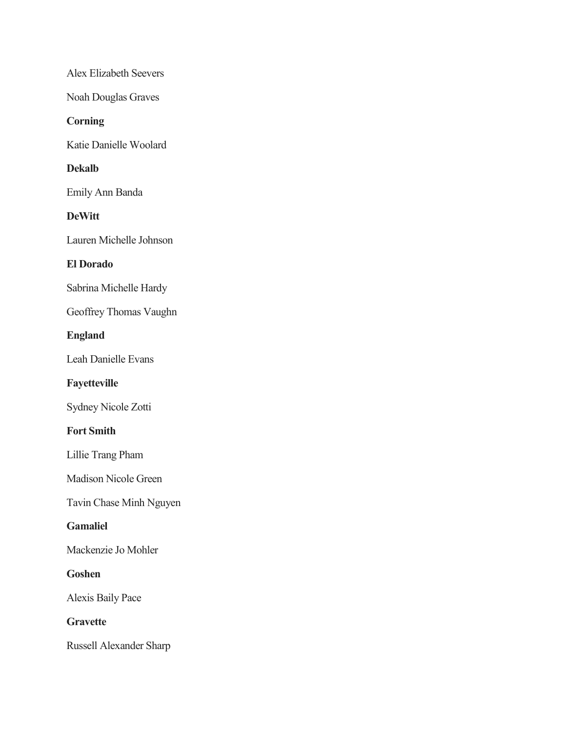Alex Elizabeth Seevers

Noah Douglas Graves

**Corning**

Katie Danielle Woolard

**Dekalb**

Emily Ann Banda

**DeWitt**

Lauren Michelle Johnson

**El Dorado**

Sabrina Michelle Hardy

Geoffrey Thomas Vaughn

**England**

Leah Danielle Evans

**Fayetteville**

Sydney Nicole Zotti

**Fort Smith**

Lillie Trang Pham

Madison Nicole Green

Tavin Chase Minh Nguyen

**Gamaliel**

Mackenzie Jo Mohler

**Goshen**

Alexis Baily Pace

**Gravette**

Russell Alexander Sharp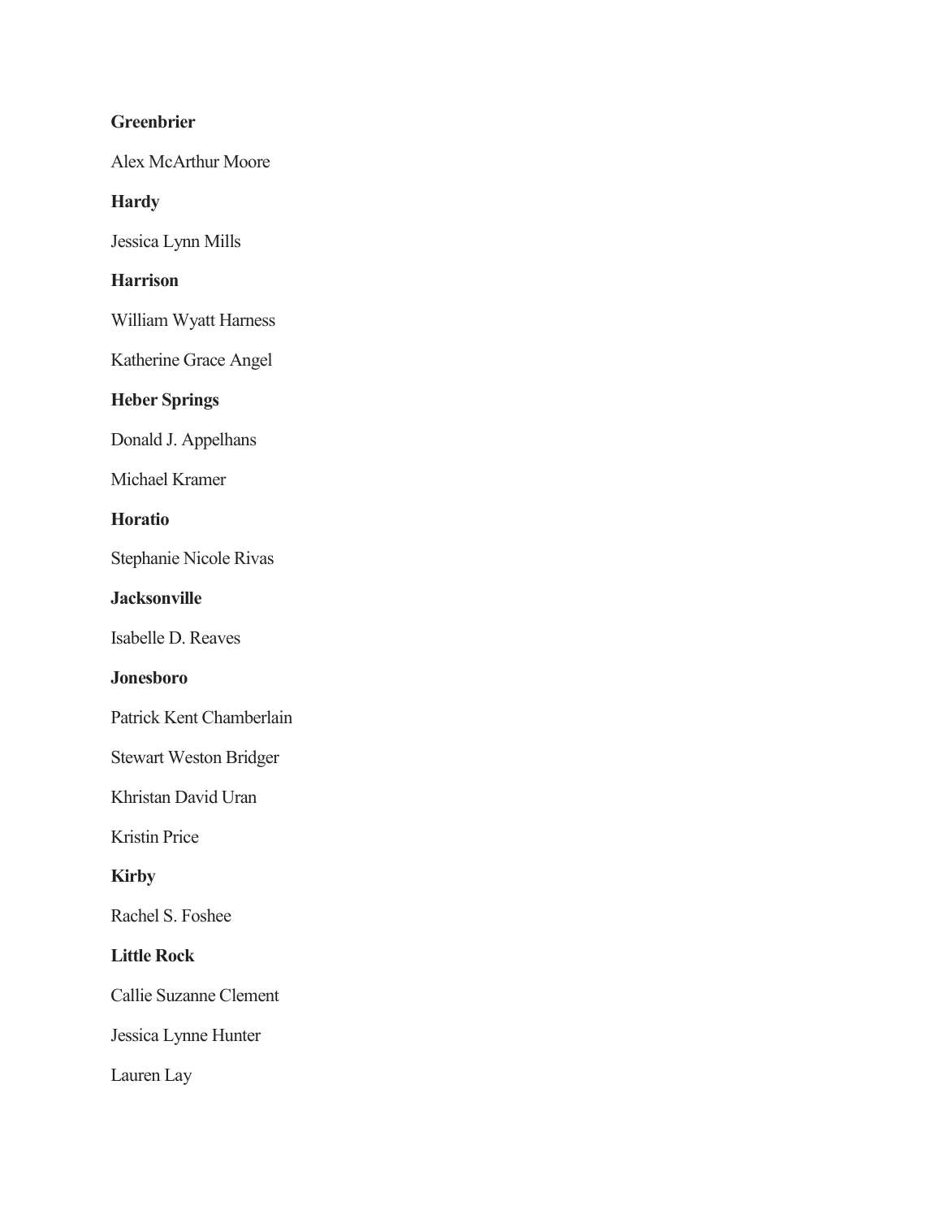**Greenbrier**

Alex McArthur Moore

**Hardy**

Jessica Lynn Mills

**Harrison**

William Wyatt Harness

Katherine Grace Angel

**Heber Springs**

Donald J. Appelhans

Michael Kramer

**Horatio**

Stephanie Nicole Rivas

**Jacksonville**

Isabelle D. Reaves

**Jonesboro**

Patrick Kent Chamberlain

Stewart Weston Bridger

Khristan David Uran

Kristin Price

**Kirby**

Rachel S. Foshee

**Little Rock**

Callie Suzanne Clement

Jessica Lynne Hunter

Lauren Lay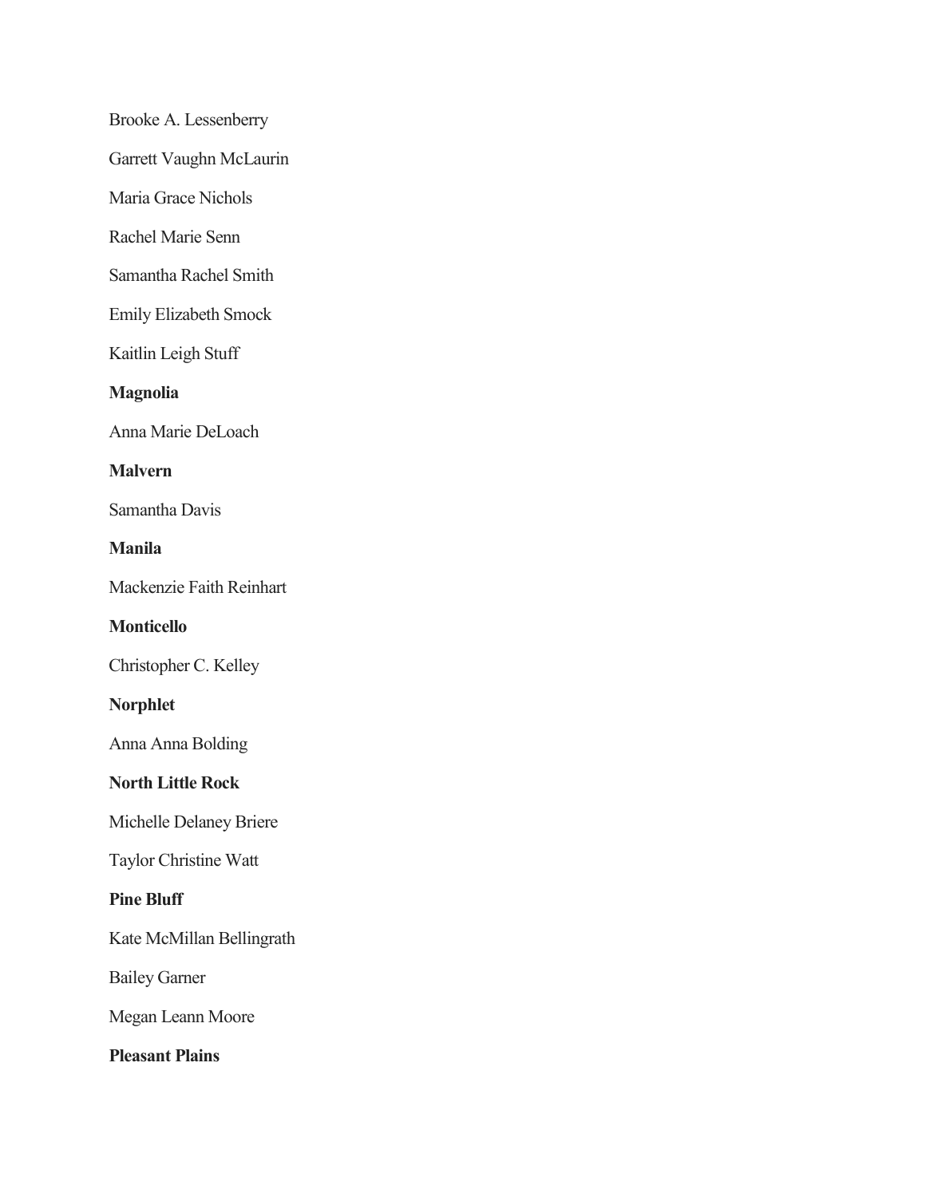Brooke A. Lessenberry

Garrett Vaughn McLaurin

Maria Grace Nichols

Rachel Marie Senn

Samantha Rachel Smith

Emily Elizabeth Smock

Kaitlin Leigh Stuff

**Magnolia**

Anna Marie DeLoach

**Malvern**

Samantha Davis

**Manila**

Mackenzie Faith Reinhart

**Monticello**

Christopher C. Kelley

**Norphlet**

Anna Anna Bolding

**North Little Rock**

Michelle Delaney Briere

Taylor Christine Watt

**Pine Bluff**

Kate McMillan Bellingrath

Bailey Garner

Megan Leann Moore

**Pleasant Plains**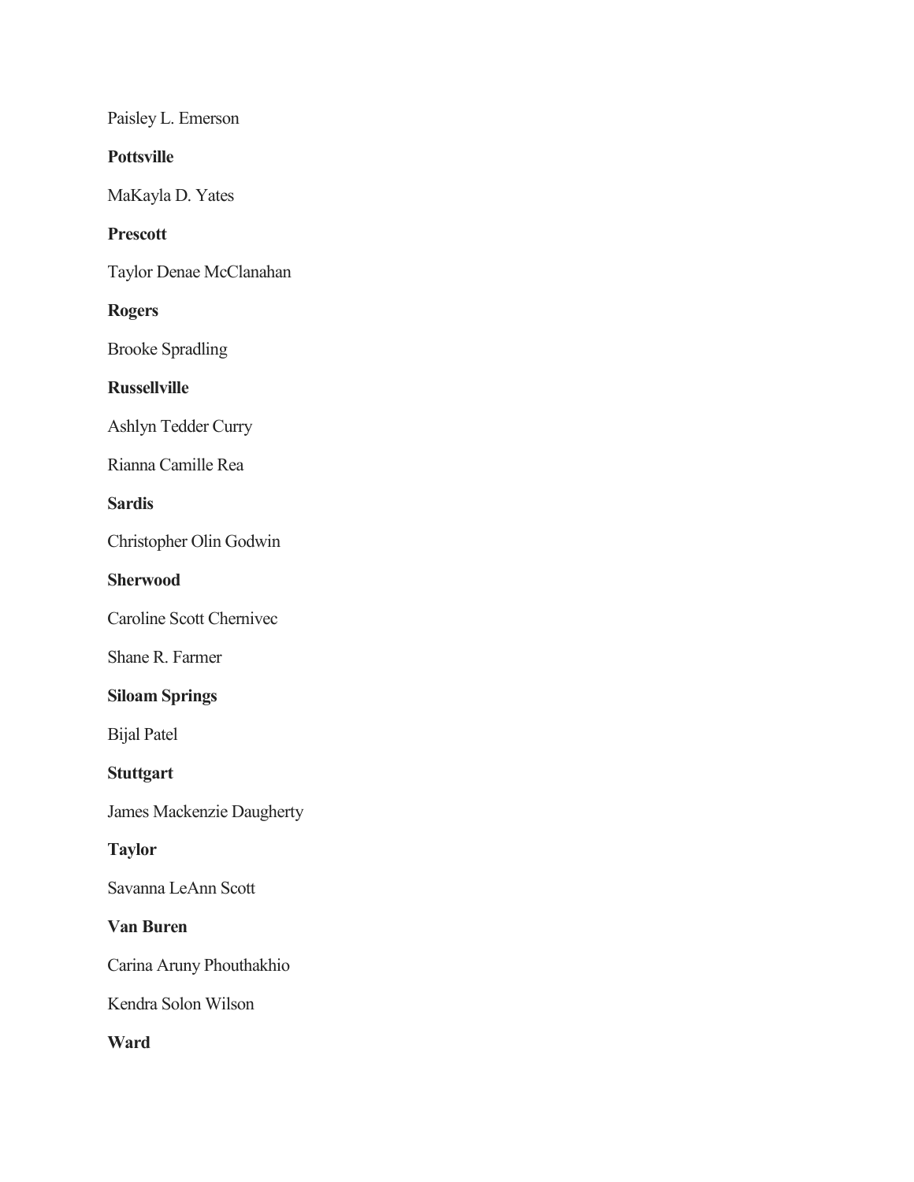Paisley L. Emerson

**Pottsville**

MaKayla D. Yates

**Prescott**

Taylor Denae McClanahan

**Rogers**

Brooke Spradling

**Russellville**

Ashlyn Tedder Curry

Rianna Camille Rea

**Sardis**

Christopher Olin Godwin

**Sherwood**

Caroline Scott Chernivec

Shane R. Farmer

**Siloam Springs**

Bijal Patel

**Stuttgart**

James Mackenzie Daugherty

**Taylor**

Savanna LeAnn Scott

**Van Buren**

Carina Aruny Phouthakhio

Kendra Solon Wilson

**Ward**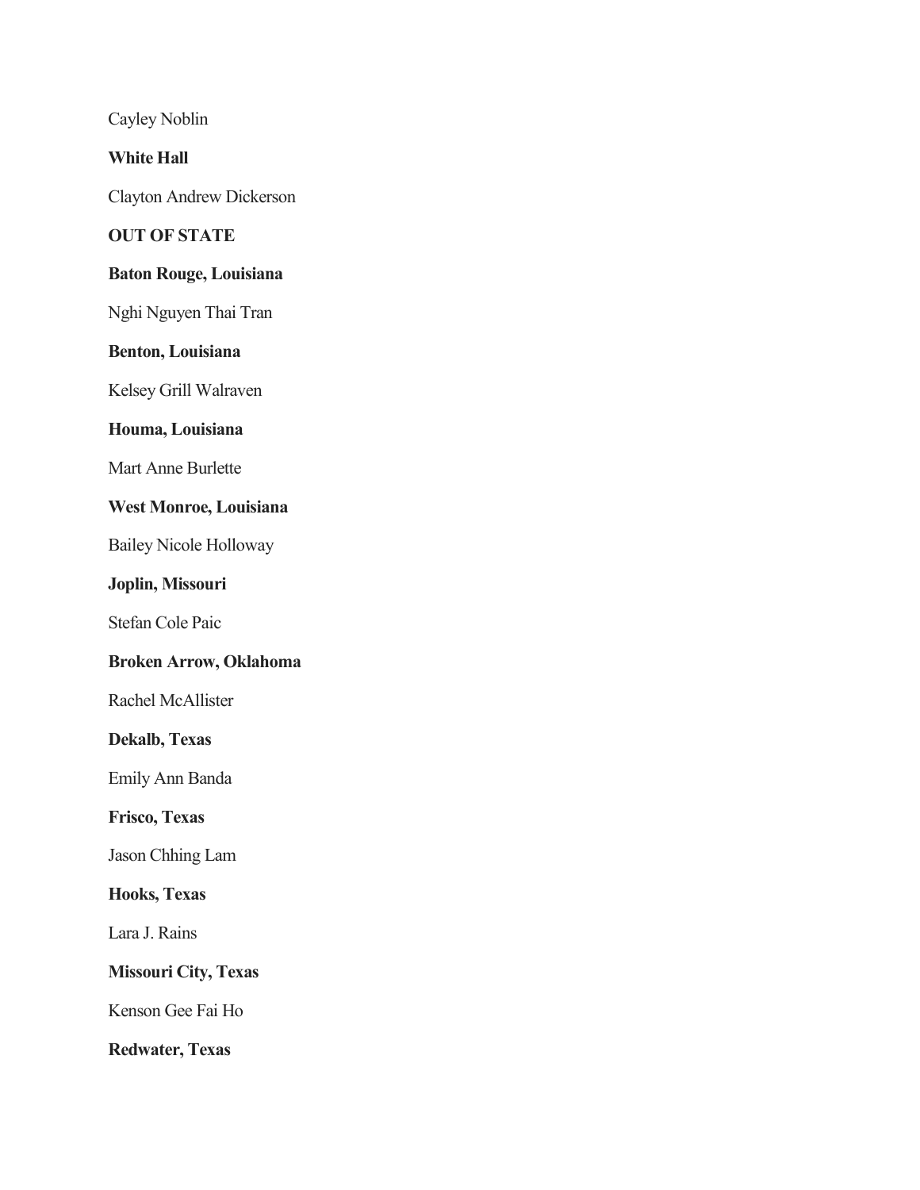Cayley Noblin

**White Hall**

Clayton Andrew Dickerson

**OUT OF STATE**

**Baton Rouge, Louisiana**

Nghi Nguyen Thai Tran

**Benton, Louisiana**

Kelsey Grill Walraven

**Houma, Louisiana**

Mart Anne Burlette

**West Monroe, Louisiana**

Bailey Nicole Holloway

**Joplin, Missouri**

Stefan Cole Paic

**Broken Arrow, Oklahoma**

Rachel McAllister

**Dekalb, Texas**

Emily Ann Banda

**Frisco, Texas**

Jason Chhing Lam

**Hooks, Texas**

Lara J. Rains

**Missouri City, Texas**

Kenson Gee Fai Ho

**Redwater, Texas**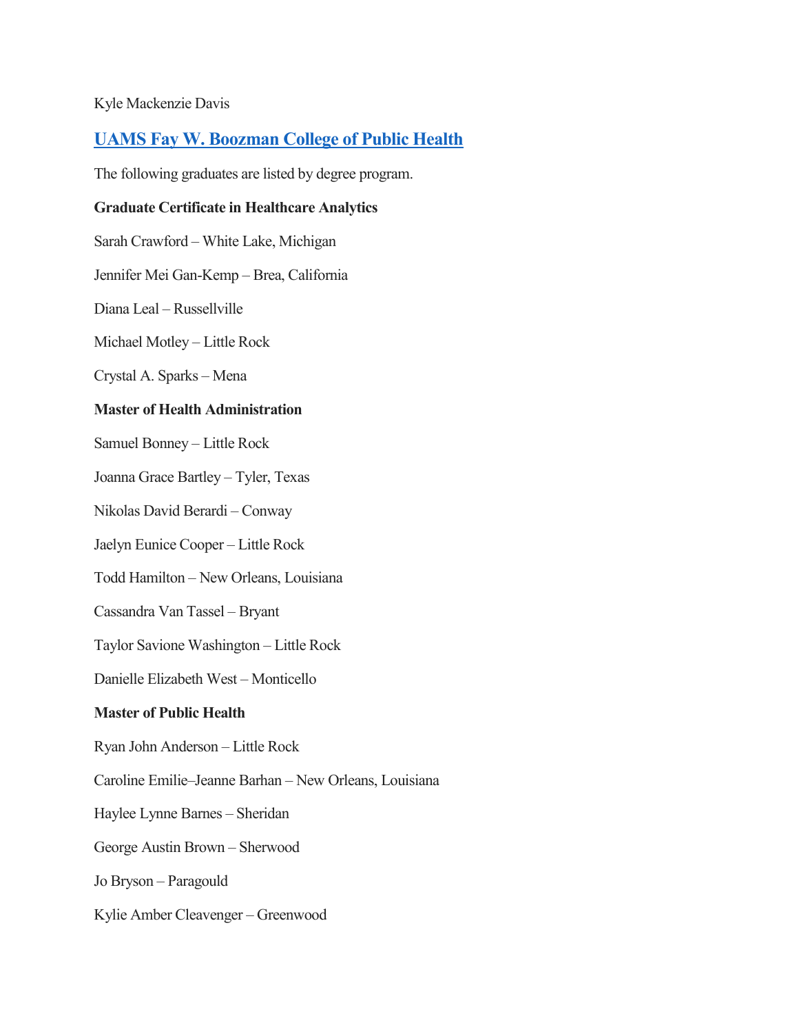Kyle Mackenzie Davis

## [UAMS Fay W. Boozman College of Public Health]()

The following graduates are listed by degree program.

**Graduate Certificate in Healthcare Analytics**

Sarah Crawford – White Lake, Michigan

Jennifer Mei Gan-Kemp – Brea, California

Diana Leal – Russellville

Michael Motley – Little Rock

Crystal A. Sparks – Mena

**Master of Health Administration**

Samuel Bonney – Little Rock

Joanna Grace Bartley – Tyler, Texas

Nikolas David Berardi – Conway

Jaelyn Eunice Cooper – Little Rock

Todd Hamilton – New Orleans, Louisiana

Cassandra Van Tassel – Bryant

Taylor Savione Washington – Little Rock

Danielle Elizabeth West – Monticello

**Master of Public Health**

Ryan John Anderson – Little Rock

Caroline Emilie–Jeanne Barhan – New Orleans, Louisiana

Haylee Lynne Barnes – Sheridan

George Austin Brown – Sherwood

Jo Bryson – Paragould

Kylie Amber Cleavenger – Greenwood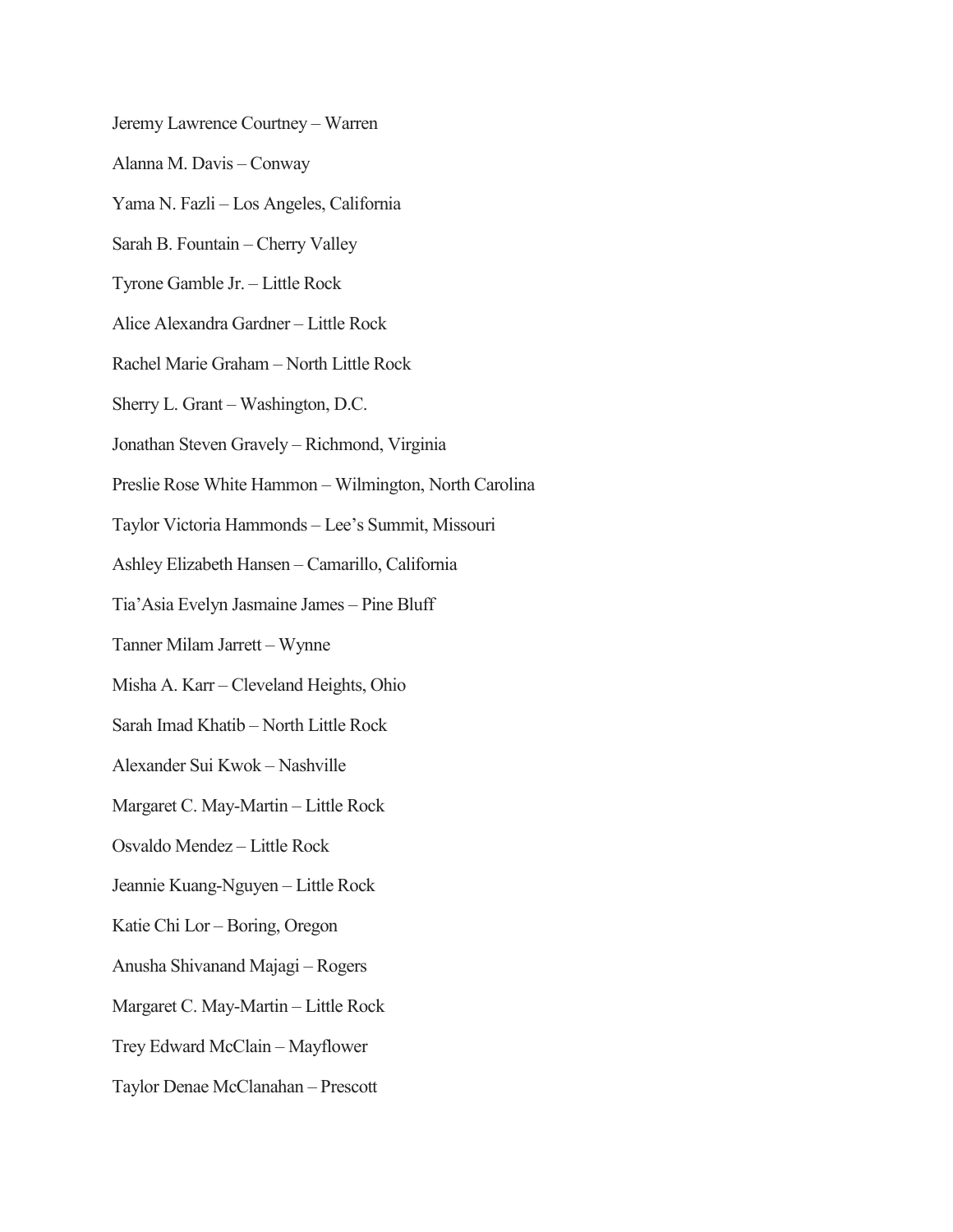Jeremy Lawrence Courtney – Warren

Alanna M. Davis – Conway

Yama N. Fazli – Los Angeles, California

Sarah B. Fountain – Cherry Valley

Tyrone Gamble Jr. – Little Rock

Alice Alexandra Gardner – Little Rock

Rachel Marie Graham – North Little Rock

Sherry L. Grant – Washington, D.C.

Jonathan Steven Gravely – Richmond, Virginia

Preslie Rose White Hammon – Wilmington, North Carolina

Taylor Victoria Hammonds – Lee's Summit, Missouri

Ashley Elizabeth Hansen – Camarillo, California

Tia'Asia Evelyn Jasmaine James – Pine Bluff

Tanner Milam Jarrett – Wynne

Misha A. Karr – Cleveland Heights, Ohio

Sarah Imad Khatib – North Little Rock

Alexander Sui Kwok – Nashville

Margaret C. May-Martin – Little Rock

Osvaldo Mendez – Little Rock

Jeannie Kuang-Nguyen – Little Rock

Katie Chi Lor – Boring, Oregon

Anusha Shivanand Majagi – Rogers

Margaret C. May-Martin – Little Rock

Trey Edward McClain – Mayflower

Taylor Denae McClanahan – Prescott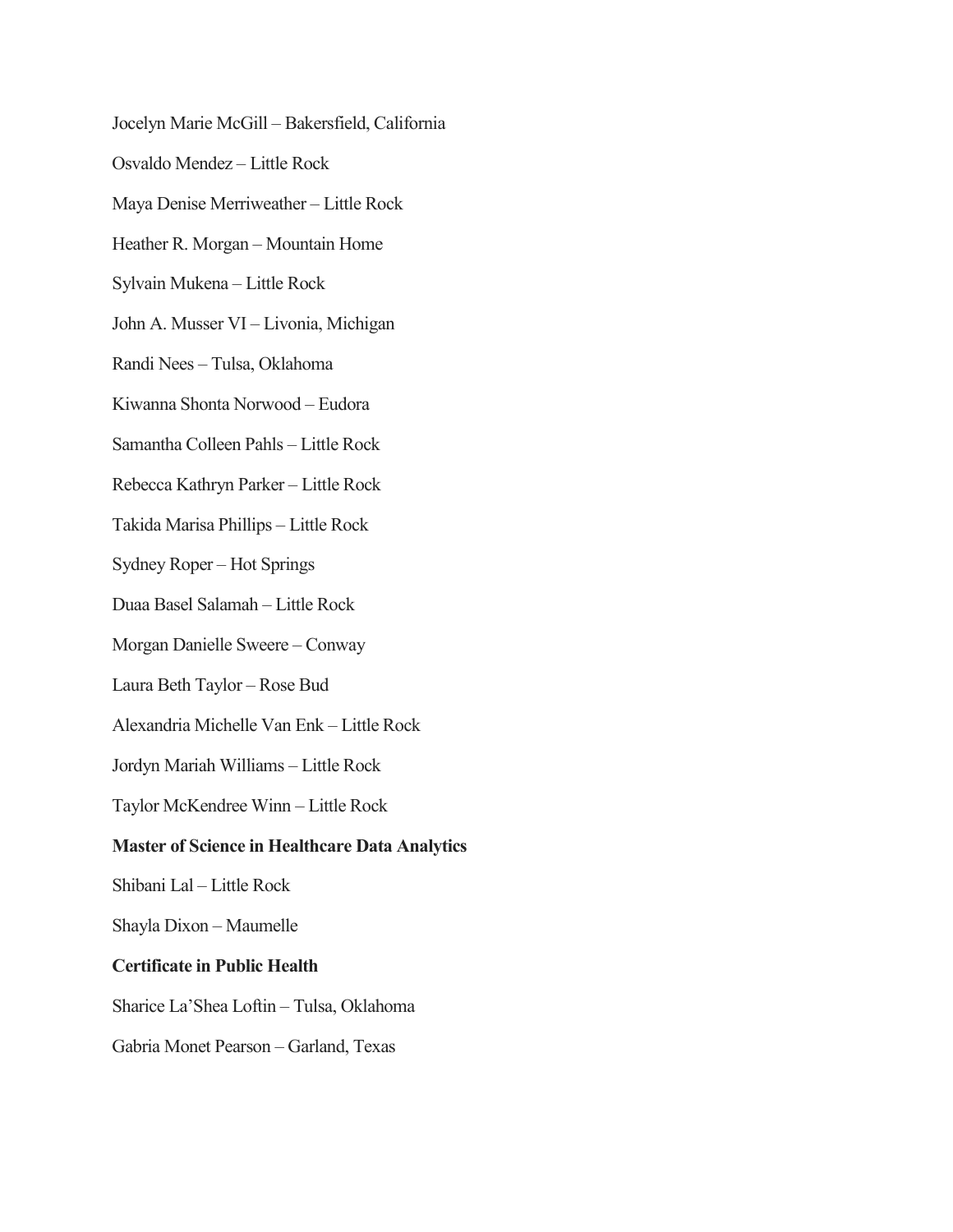Jocelyn Marie McGill – Bakersfield, California

Osvaldo Mendez – Little Rock

Maya Denise Merriweather – Little Rock

Heather R. Morgan – Mountain Home

Sylvain Mukena – Little Rock

John A. Musser VI – Livonia, Michigan

Randi Nees – Tulsa, Oklahoma

Kiwanna Shonta Norwood – Eudora

Samantha Colleen Pahls – Little Rock

Rebecca Kathryn Parker – Little Rock

Takida Marisa Phillips – Little Rock

Sydney Roper – Hot Springs

Duaa Basel Salamah – Little Rock

Morgan Danielle Sweere – Conway

Laura Beth Taylor – Rose Bud

Alexandria Michelle Van Enk – Little Rock

Jordyn Mariah Williams – Little Rock

Taylor McKendree Winn – Little Rock

**Master of Science in Healthcare Data Analytics**

Shibani Lal – Little Rock

Shayla Dixon – Maumelle

**Certificate in Public Health**

Sharice La'Shea Loftin – Tulsa, Oklahoma

Gabria Monet Pearson – Garland, Texas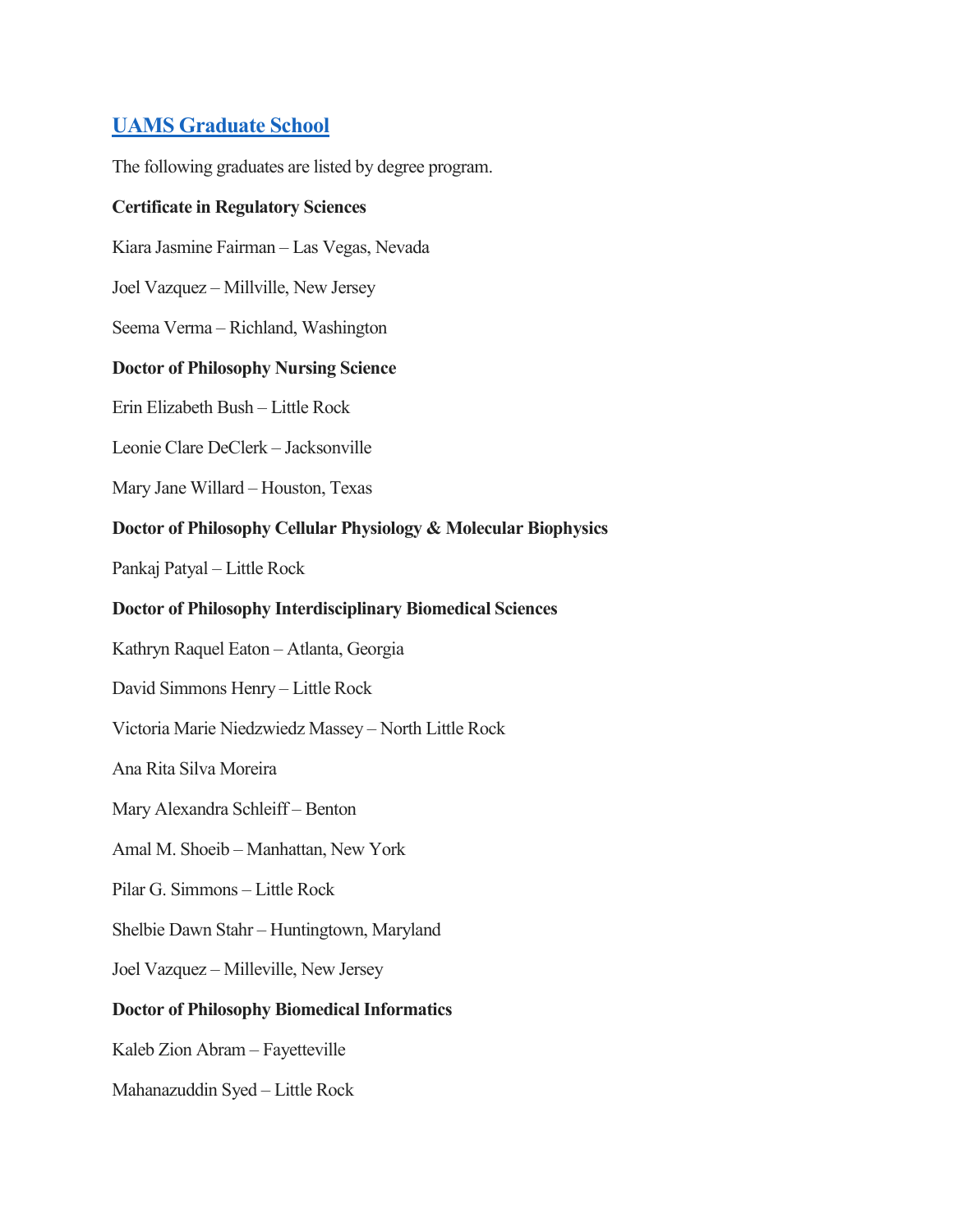## [UAMS Graduate School]

The following graduates are listed by degree program.

**Certificate in Regulatory Sciences**

Kiara Jasmine Fairman – Las Vegas, Nevada

Joel Vazquez – Millville, New Jersey

Seema Verma – Richland, Washington

**Doctor of Philosophy Nursing Science**

Erin Elizabeth Bush – Little Rock

Leonie Clare DeClerk – Jacksonville

Mary Jane Willard – Houston, Texas

**Doctor of Philosophy Cellular Physiology & Molecular Biophysics**

Pankaj Patyal – Little Rock

**Doctor of Philosophy Interdisciplinary Biomedical Sciences**

Kathryn Raquel Eaton – Atlanta, Georgia

David Simmons Henry – Little Rock

Victoria Marie Niedzwiedz Massey – North Little Rock

Ana Rita Silva Moreira

Mary Alexandra Schleiff – Benton

Amal M. Shoeib – Manhattan, New York

Pilar G. Simmons – Little Rock

Shelbie Dawn Stahr – Huntingtown, Maryland

Joel Vazquez – Milleville, New Jersey

**Doctor of Philosophy Biomedical Informatics**

Kaleb Zion Abram – Fayetteville

Mahanazuddin Syed – Little Rock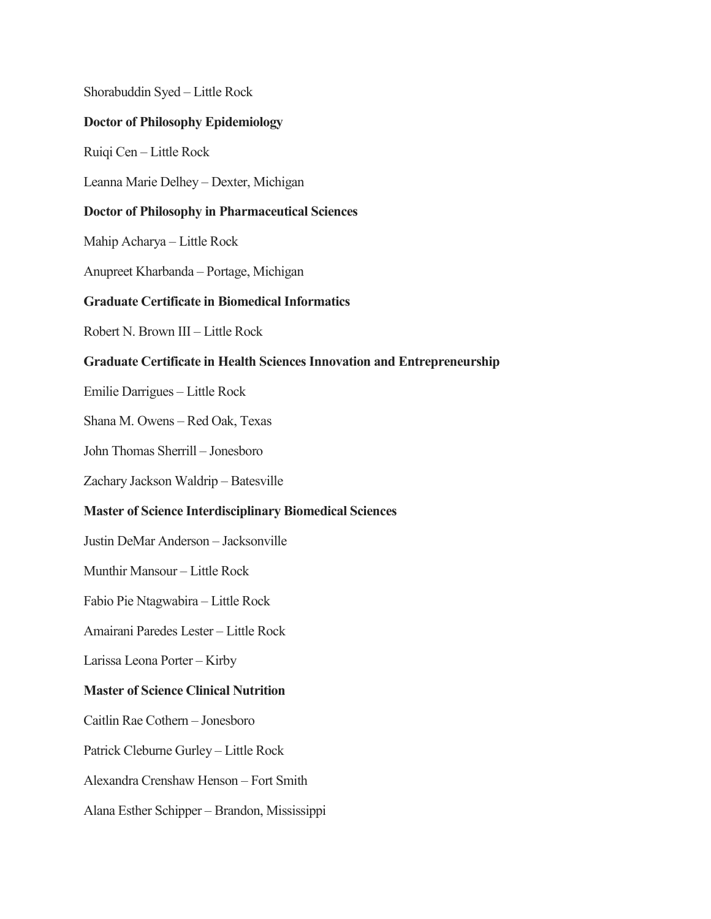Shorabuddin Syed – Little Rock

**Doctor of Philosophy Epidemiology**

Ruiqi Cen – Little Rock

Leanna Marie Delhey – Dexter, Michigan

**Doctor of Philosophy in Pharmaceutical Sciences**

Mahip Acharya – Little Rock

Anupreet Kharbanda – Portage, Michigan

**Graduate Certificate in Biomedical Informatics**

Robert N. Brown III – Little Rock

**Graduate Certificate in Health Sciences Innovation and Entrepreneurship**

Emilie Darrigues – Little Rock

Shana M. Owens – Red Oak, Texas

John Thomas Sherrill – Jonesboro

Zachary Jackson Waldrip – Batesville

**Master of Science Interdisciplinary Biomedical Sciences**

Justin DeMar Anderson – Jacksonville

Munthir Mansour – Little Rock

Fabio Pie Ntagwabira – Little Rock

Amairani Paredes Lester – Little Rock

Larissa Leona Porter – Kirby

**Master of Science Clinical Nutrition**

Caitlin Rae Cothern – Jonesboro

Patrick Cleburne Gurley – Little Rock

Alexandra Crenshaw Henson – Fort Smith

Alana Esther Schipper – Brandon, Mississippi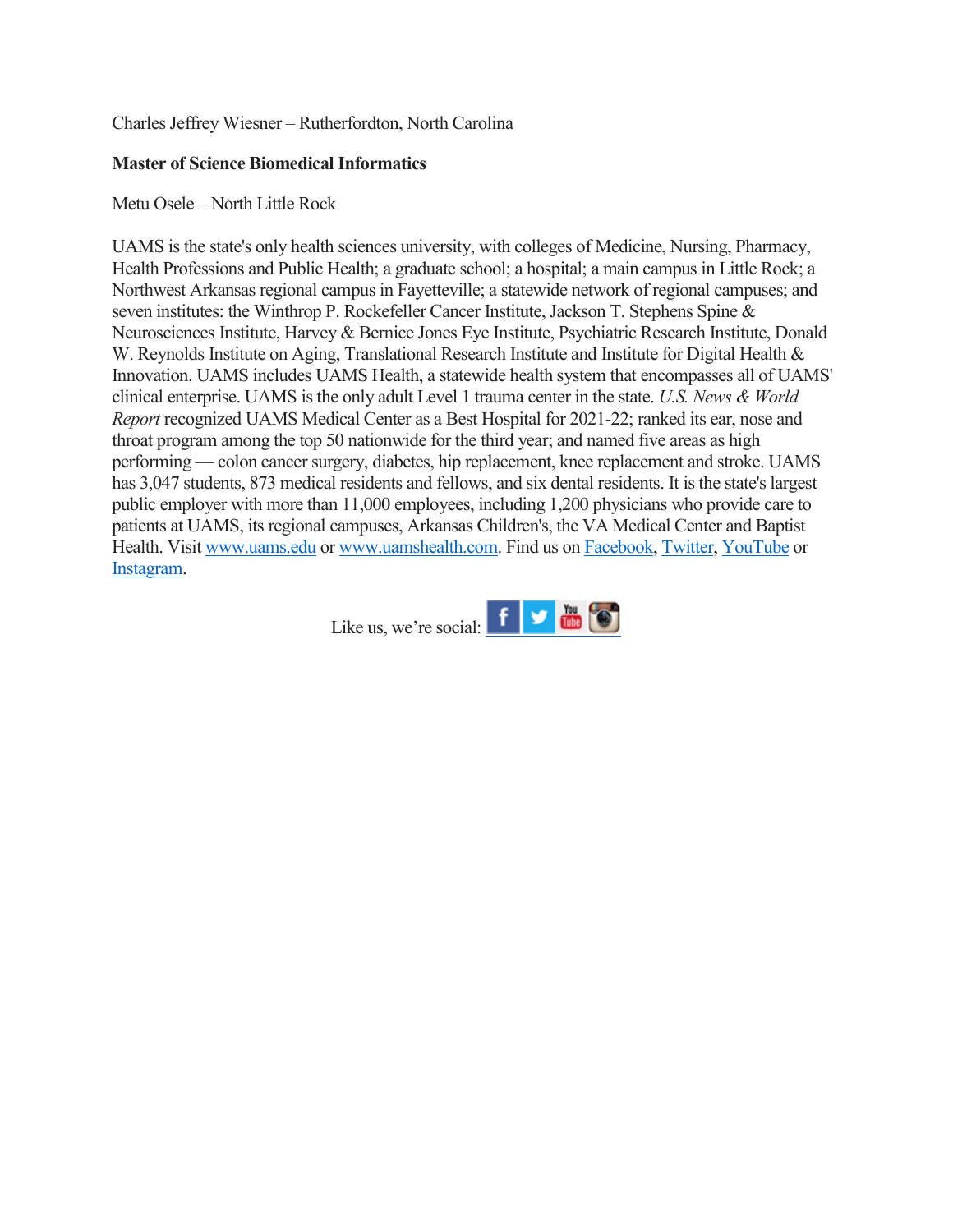Charles Jeffrey Wiesner – Rutherfordton, North Carolina

**Master of Science Biomedical Informatics**

Metu Osele – North Little Rock

UAMS is the state's only health sciences university, with colleges of Medicine, Nursing, Pharmacy, Health Professions and Public Health; a graduate school; a hospital; a main campus in Little Rock; a Northwest Arkansas regional campus in Fayetteville; a statewide network of regional campuses; and seven institutes: the Winthrop P. Rockefeller Cancer Institute, Jackson T. Stephens Spine & Neurosciences Institute, Harvey & Bernice Jones Eye Institute, Psychiatric Research Institute, Donald W. Reynolds Institute on Aging, Translational Research Institute and Institute for Digital Health & Innovation. UAMS includes UAMS Health, a statewide health system that encompasses all of UAMS' clinical enterprise. UAMS is the only adult Level 1 trauma center in the state. *U.S. News & World Report* recognized UAMS Medical Center as a Best Hospital for 2021-22; ranked its ear, nose and throat program among the top 50 nationwide for the third year; and named five areas as high performing — colon cancer surgery, diabetes, hip replacement, knee replacement and stroke. UAMS has 3,047 students, 873 medical residents and fellows, and six dental residents. It is the state's largest public employer with more than 11,000 employees, including 1,200 physicians who provide care to patients at UAMS, its regional campuses, Arkansas Children's, the VA Medical Center and Baptist Health. Visit www.uams.edu or www.uamshealth.com. Find us on Facebook, Twitter, YouTube or Instagram.

Like us, we're social: